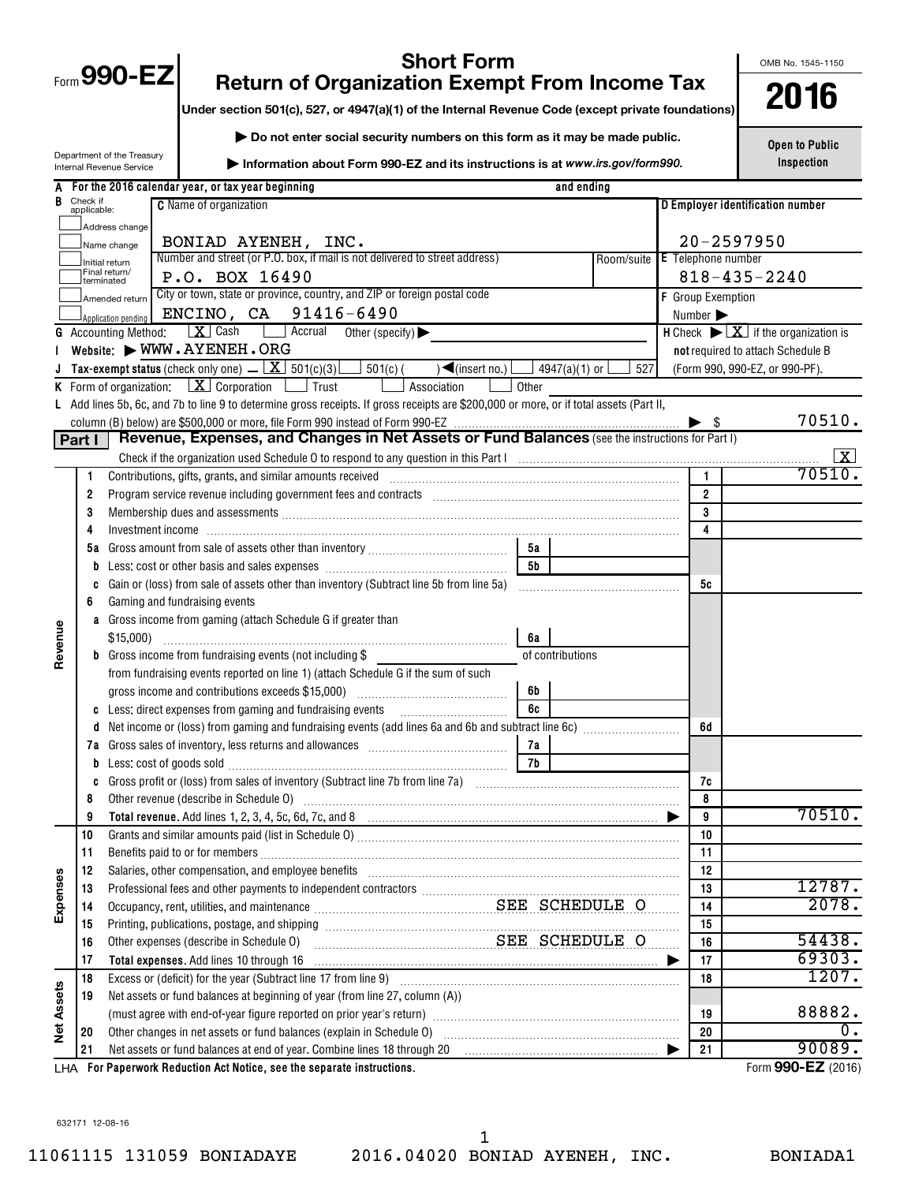# Form 990-EZ

## Short Form
## Return of Organization Exempt From Income Tax

**Under section 501(c), 527, or 4947(a)(1) of the Internal Revenue Code (except private foundations)**

▶ Do not enter social security numbers on this form as it may be made public.

▶ Information about Form 990-EZ and its instructions is at *www.irs.gov/form990.*

Department of the Treasury
Internal Revenue Service

OMB No. 1545-1150

**2016**

**Open to Public Inspection**

**A** For the 2016 calendar year, or tax year beginning and ending

**B** Check if applicable:
- Address change
- Name change
- Initial return
- Final return/terminated
- Amended return
- Application pending

**C** Name of organization: BONIAD AYENEH, INC.

Number and street (or P.O. box, if mail is not delivered to street address): P.O. BOX 16490 — Room/suite

City or town, state or province, country, and ZIP or foreign postal code: ENCINO, CA 91416-6490

**D** Employer identification number: 20-2597950

**E** Telephone number: 818-435-2240

**F** Group Exemption Number ▶

**G** Accounting Method: [X] Cash [ ] Accrual Other (specify) ▶

**H** Check ▶ [X] if the organization is **not** required to attach Schedule B (Form 990, 990-EZ, or 990-PF).

**I** Website: ▶ WWW.AYENEH.ORG

**J** Tax-exempt status (check only one) — [X] 501(c)(3) [ ] 501(c)( ) ◀(insert no.) [ ] 4947(a)(1) or [ ] 527

**K** Form of organization: [X] Corporation [ ] Trust [ ] Association [ ] Other

**L** Add lines 5b, 6c, and 7b to line 9 to determine gross receipts. If gross receipts are $200,000 or more, or if total assets (Part II, column (B) below) are $500,000 or more, file Form 990 instead of Form 990-EZ ▶ $ 70510.

## Part I — Revenue, Expenses, and Changes in Net Assets or Fund Balances (see the instructions for Part I)

Check if the organization used Schedule O to respond to any question in this Part I [X]

| Section | Line | Description | Sub-line | Sub-amount | Line | Amount |
|---|---|---|---|---|---|---|
| Revenue | 1 | Contributions, gifts, grants, and similar amounts received | | | 1 | 70510. |
| | 2 | Program service revenue including government fees and contracts | | | 2 | |
| | 3 | Membership dues and assessments | | | 3 | |
| | 4 | Investment income | | | 4 | |
| | 5a | Gross amount from sale of assets other than inventory | 5a | | | |
| | b | Less: cost or other basis and sales expenses | 5b | | | |
| | c | Gain or (loss) from sale of assets other than inventory (Subtract line 5b from line 5a) | | | 5c | |
| | 6 | Gaming and fundraising events | | | | |
| | a | Gross income from gaming (attach Schedule G if greater than $15,000) | 6a | | | |
| | b | Gross income from fundraising events (not including $ of contributions from fundraising events reported on line 1) (attach Schedule G if the sum of such gross income and contributions exceeds $15,000) | 6b | | | |
| | c | Less: direct expenses from gaming and fundraising events | 6c | | | |
| | d | Net income or (loss) from gaming and fundraising events (add lines 6a and 6b and subtract line 6c) | | | 6d | |
| | 7a | Gross sales of inventory, less returns and allowances | 7a | | | |
| | b | Less: cost of goods sold | 7b | | | |
| | c | Gross profit or (loss) from sales of inventory (Subtract line 7b from line 7a) | | | 7c | |
| | 8 | Other revenue (describe in Schedule O) | | | 8 | |
| | 9 | **Total revenue.** Add lines 1, 2, 3, 4, 5c, 6d, 7c, and 8 ▶ | | | 9 | 70510. |
| Expenses | 10 | Grants and similar amounts paid (list in Schedule O) | | | 10 | |
| | 11 | Benefits paid to or for members | | | 11 | |
| | 12 | Salaries, other compensation, and employee benefits | | | 12 | |
| | 13 | Professional fees and other payments to independent contractors | | | 13 | 12787. |
| | 14 | Occupancy, rent, utilities, and maintenance SEE SCHEDULE O | | | 14 | 2078. |
| | 15 | Printing, publications, postage, and shipping | | | 15 | |
| | 16 | Other expenses (describe in Schedule O) SEE SCHEDULE O | | | 16 | 54438. |
| | 17 | **Total expenses.** Add lines 10 through 16 ▶ | | | 17 | 69303. |
| Net Assets | 18 | Excess or (deficit) for the year (Subtract line 17 from line 9) | | | 18 | 1207. |
| | 19 | Net assets or fund balances at beginning of year (from line 27, column (A)) (must agree with end-of-year figure reported on prior year's return) | | | 19 | 88882. |
| | 20 | Other changes in net assets or fund balances (explain in Schedule O) | | | 20 | 0. |
| | 21 | Net assets or fund balances at end of year. Combine lines 18 through 20 ▶ | | | 21 | 90089. |

LHA **For Paperwork Reduction Act Notice, see the separate instructions.**

Form **990-EZ** (2016)

632171 12-08-16

11061115 131059 BONIADAYE 2016.04020 BONIAD AYENEH, INC. BONIADA1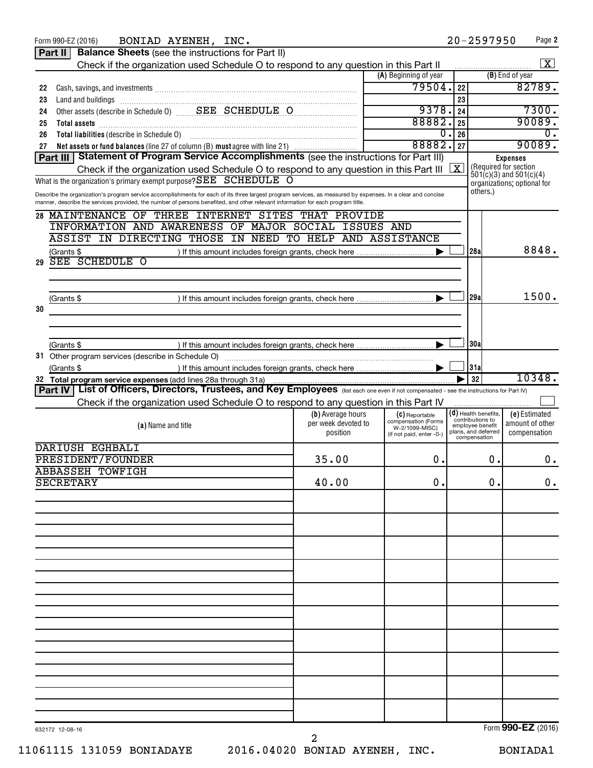Form 990-EZ (2016) BONIAD AYENEH, INC. 20-2597950 Page 2

## Part II Balance Sheets (see the instructions for Part II)

Check if the organization used Schedule O to respond to any question in this Part II [X]

| | | (A) Beginning of year | | (B) End of year |
|---|---|---|---|---|
| 22 | Cash, savings, and investments | 79504. | 22 | 82789. |
| 23 | Land and buildings | | 23 | |
| 24 | Other assets (describe in Schedule O) SEE SCHEDULE O | 9378. | 24 | 7300. |
| 25 | **Total assets** | 88882. | 25 | 90089. |
| 26 | **Total liabilities** (describe in Schedule O) | 0. | 26 | 0. |
| 27 | **Net assets or fund balances** (line 27 of column (B) **must** agree with line 21) | 88882. | 27 | 90089. |

## Part III Statement of Program Service Accomplishments (see the instructions for Part III)

Check if the organization used Schedule O to respond to any question in this Part III [X]

What is the organization's primary exempt purpose? SEE SCHEDULE O

Describe the organization's program service accomplishments for each of its three largest program services, as measured by expenses. In a clear and concise manner, describe the services provided, the number of persons benefited, and other relevant information for each program title.

**Expenses** (Required for section 501(c)(3) and 501(c)(4) organizations; optional for others.)

| | | | |
|---|---|---|---|
| 28 | MAINTENANCE OF THREE INTERNET SITES THAT PROVIDE INFORMATION AND AWARENESS OF MAJOR SOCIAL ISSUES AND ASSIST IN DIRECTING THOSE IN NEED TO HELP AND ASSISTANCE<br>(Grants $ ) If this amount includes foreign grants, check here [ ] | 28a | 8848. |
| 29 | SEE SCHEDULE O<br>(Grants $ ) If this amount includes foreign grants, check here [ ] | 29a | 1500. |
| 30 | <br>(Grants $ ) If this amount includes foreign grants, check here [ ] | 30a | |
| 31 | Other program services (describe in Schedule O)<br>(Grants $ ) If this amount includes foreign grants, check here [ ] | 31a | |
| 32 | **Total program service expenses** (add lines 28a through 31a) | 32 | 10348. |

## Part IV List of Officers, Directors, Trustees, and Key Employees (list each one even if not compensated - see the instructions for Part IV)

Check if the organization used Schedule O to respond to any question in this Part IV [ ]

| (a) Name and title | (b) Average hours per week devoted to position | (c) Reportable compensation (Forms W-2/1099-MISC) (if not paid, enter -0-) | (d) Health benefits, contributions to employee benefit plans, and deferred compensation | (e) Estimated amount of other compensation |
|---|---|---|---|---|
| DARIUSH EGHBALI<br>PRESIDENT/FOUNDER | 35.00 | 0. | 0. | 0. |
| ABBASSEH TOWFIGH<br>SECRETARY | 40.00 | 0. | 0. | 0. |

632172 12-08-16 Form **990-EZ** (2016)

11061115 131059 BONIADAYE 2016.04020 BONIAD AYENEH, INC. BONIADA1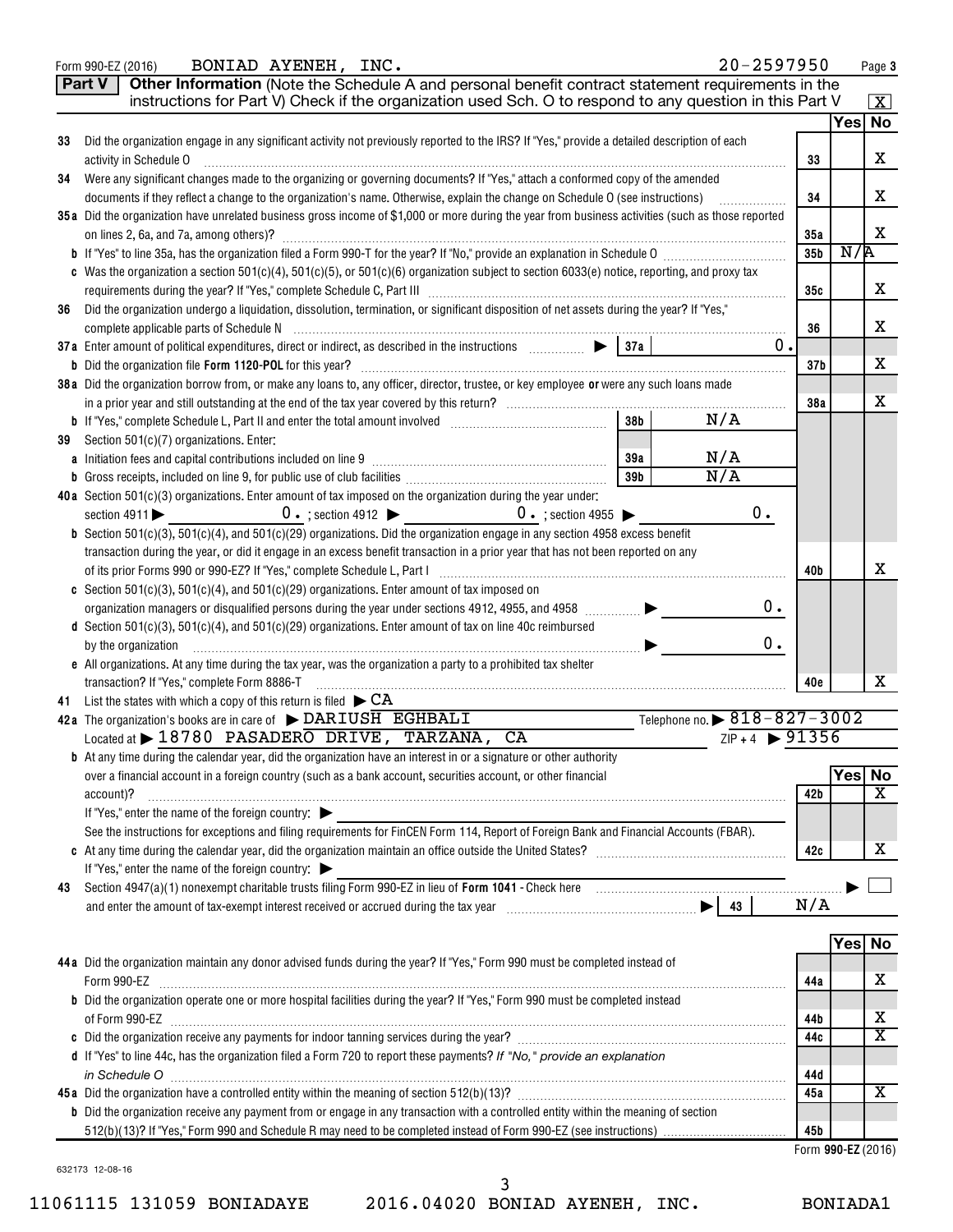Form 990-EZ (2016) BONIAD AYENEH, INC. 20-2597950 Page 3

**Part V** **Other Information** (Note the Schedule A and personal benefit contract statement requirements in the instructions for Part V) Check if the organization used Sch. O to respond to any question in this Part V [X]

| | | | Yes | No |
|---|---|---|---|---|
| 33 | Did the organization engage in any significant activity not previously reported to the IRS? If "Yes," provide a detailed description of each activity in Schedule O | 33 | | X |
| 34 | Were any significant changes made to the organizing or governing documents? If "Yes," attach a conformed copy of the amended documents if they reflect a change to the organization's name. Otherwise, explain the change on Schedule O (see instructions) | 34 | | X |
| 35a | Did the organization have unrelated business gross income of $1,000 or more during the year from business activities (such as those reported on lines 2, 6a, and 7a, among others)? | 35a | | X |
| b | If "Yes" to line 35a, has the organization filed a Form 990-T for the year? If "No," provide an explanation in Schedule O | 35b | N/A | |
| c | Was the organization a section 501(c)(4), 501(c)(5), or 501(c)(6) organization subject to section 6033(e) notice, reporting, and proxy tax requirements during the year? If "Yes," complete Schedule C, Part III | 35c | | X |
| 36 | Did the organization undergo a liquidation, dissolution, termination, or significant disposition of net assets during the year? If "Yes," complete applicable parts of Schedule N | 36 | | X |
| 37a | Enter amount of political expenditures, direct or indirect, as described in the instructions ▶ 37a 0. | | | |
| b | Did the organization file **Form 1120-POL** for this year? | 37b | | X |
| 38a | Did the organization borrow from, or make any loans to, any officer, director, trustee, or key employee **or** were any such loans made in a prior year and still outstanding at the end of the tax year covered by this return? | 38a | | X |
| b | If "Yes," complete Schedule L, Part II and enter the total amount involved 38b N/A | | | |
| 39 | Section 501(c)(7) organizations. Enter: | | | |
| a | Initiation fees and capital contributions included on line 9 39a N/A | | | |
| b | Gross receipts, included on line 9, for public use of club facilities 39b N/A | | | |
| 40a | Section 501(c)(3) organizations. Enter amount of tax imposed on the organization during the year under: section 4911 ▶ 0. ; section 4912 ▶ 0. ; section 4955 ▶ 0. | | | |
| b | Section 501(c)(3), 501(c)(4), and 501(c)(29) organizations. Did the organization engage in any section 4958 excess benefit transaction during the year, or did it engage in an excess benefit transaction in a prior year that has not been reported on any of its prior Forms 990 or 990-EZ? If "Yes," complete Schedule L, Part I | 40b | | X |
| c | Section 501(c)(3), 501(c)(4), and 501(c)(29) organizations. Enter amount of tax imposed on organization managers or disqualified persons during the year under sections 4912, 4955, and 4958 ▶ 0. | | | |
| d | Section 501(c)(3), 501(c)(4), and 501(c)(29) organizations. Enter amount of tax on line 40c reimbursed by the organization ▶ 0. | | | |
| e | All organizations. At any time during the tax year, was the organization a party to a prohibited tax shelter transaction? If "Yes," complete Form 8886-T | 40e | | X |

41 List the states with which a copy of this return is filed ▶ CA

42a The organization's books are in care of ▶ DARIUSH EGHBALI Telephone no. ▶ 818-827-3002

Located at ▶ 18780 PASADERO DRIVE, TARZANA, CA ZIP + 4 ▶ 91356

| | | | Yes | No |
|---|---|---|---|---|
| b | At any time during the calendar year, did the organization have an interest in or a signature or other authority over a financial account in a foreign country (such as a bank account, securities account, or other financial account)? If "Yes," enter the name of the foreign country: ▶ See the instructions for exceptions and filing requirements for FinCEN Form 114, Report of Foreign Bank and Financial Accounts (FBAR). | 42b | | X |
| c | At any time during the calendar year, did the organization maintain an office outside the United States? If "Yes," enter the name of the foreign country: ▶ | 42c | | X |

43 Section 4947(a)(1) nonexempt charitable trusts filing Form 990-EZ in lieu of **Form 1041** - Check here ▶ [ ] and enter the amount of tax-exempt interest received or accrued during the tax year ▶ 43 N/A

| | | | Yes | No |
|---|---|---|---|---|
| 44a | Did the organization maintain any donor advised funds during the year? If "Yes," Form 990 must be completed instead of Form 990-EZ | 44a | | X |
| b | Did the organization operate one or more hospital facilities during the year? If "Yes," Form 990 must be completed instead of Form 990-EZ | 44b | | X |
| c | Did the organization receive any payments for indoor tanning services during the year? | 44c | | X |
| d | If "Yes" to line 44c, has the organization filed a Form 720 to report these payments? *If "No," provide an explanation in Schedule O* | 44d | | |
| 45a | Did the organization have a controlled entity within the meaning of section 512(b)(13)? | 45a | | X |
| b | Did the organization receive any payment from or engage in any transaction with a controlled entity within the meaning of section 512(b)(13)? If "Yes," Form 990 and Schedule R may need to be completed instead of Form 990-EZ (see instructions) | 45b | | |

Form **990-EZ** (2016)

632173 12-08-16

11061115 131059 BONIADAYE 2016.04020 BONIAD AYENEH, INC. BONIADA1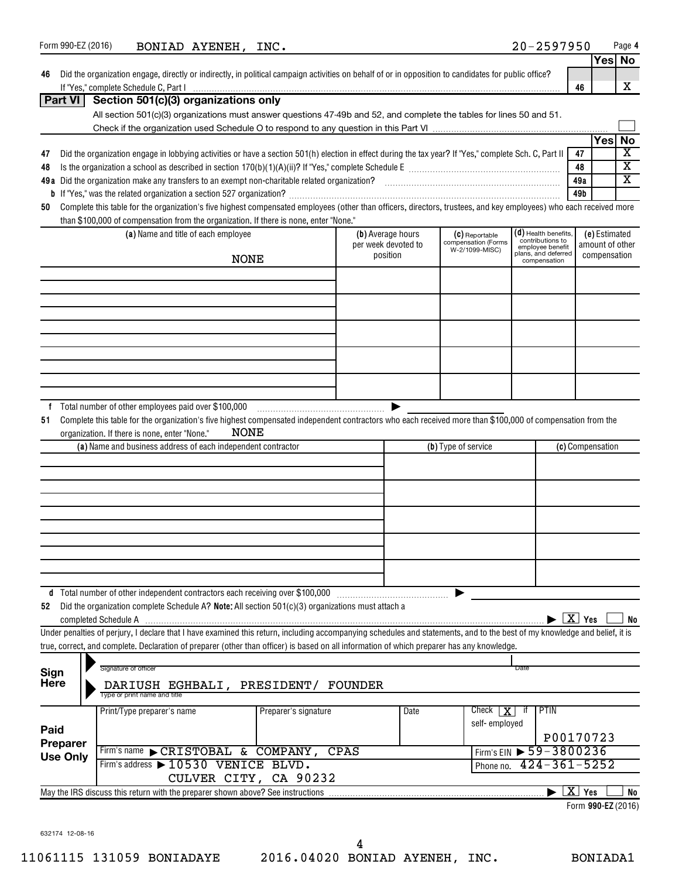Form 990-EZ (2016) BONIAD AYENEH, INC. 20-2597950 Page 4

| | | | Yes | No |
|---|---|---|---|---|
| 46 | Did the organization engage, directly or indirectly, in political campaign activities on behalf of or in opposition to candidates for public office? If "Yes," complete Schedule C, Part I | 46 | | X |

## Part VI Section 501(c)(3) organizations only

All section 501(c)(3) organizations must answer questions 47-49b and 52, and complete the tables for lines 50 and 51.

Check if the organization used Schedule O to respond to any question in this Part VI ☐

| | | | Yes | No |
|---|---|---|---|---|
| 47 | Did the organization engage in lobbying activities or have a section 501(h) election in effect during the tax year? If "Yes," complete Sch. C, Part II | 47 | | X |
| 48 | Is the organization a school as described in section 170(b)(1)(A)(ii)? If "Yes," complete Schedule E | 48 | | X |
| 49a | Did the organization make any transfers to an exempt non-charitable related organization? | 49a | | X |
| b | If "Yes," was the related organization a section 527 organization? | 49b | | |

**50** Complete this table for the organization's five highest compensated employees (other than officers, directors, trustees, and key employees) who each received more than $100,000 of compensation from the organization. If there is none, enter "None."

| (a) Name and title of each employee | (b) Average hours per week devoted to position | (c) Reportable compensation (Forms W-2/1099-MISC) | (d) Health benefits, contributions to employee benefit plans, and deferred compensation | (e) Estimated amount of other compensation |
|---|---|---|---|---|
| NONE | | | | |
| | | | | |
| | | | | |
| | | | | |
| | | | | |

**f** Total number of other employees paid over $100,000 ▶

**51** Complete this table for the organization's five highest compensated independent contractors who each received more than $100,000 of compensation from the organization. If there is none, enter "None." NONE

| (a) Name and business address of each independent contractor | (b) Type of service | (c) Compensation |
|---|---|---|
| | | |
| | | |
| | | |
| | | |
| | | |

**d** Total number of other independent contractors each receiving over $100,000 ▶

**52** Did the organization complete Schedule A? **Note:** All section 501(c)(3) organizations must attach a completed Schedule A ▶ [X] Yes [ ] No

Under penalties of perjury, I declare that I have examined this return, including accompanying schedules and statements, and to the best of my knowledge and belief, it is true, correct, and complete. Declaration of preparer (other than officer) is based on all information of which preparer has any knowledge.

**Sign Here**

Signature of officer | Date

DARIUSH EGHBALI, PRESIDENT/ FOUNDER
Type or print name and title

**Paid Preparer Use Only**

| Print/Type preparer's name | Preparer's signature | Date | Check [X] if self-employed | PTIN |
|---|---|---|---|---|
| | | | | P00170723 |

Firm's name ▶ CRISTOBAL & COMPANY, CPAS — Firm's EIN ▶ 59-3800236

Firm's address ▶ 10530 VENICE BLVD. CULVER CITY, CA 90232 — Phone no. 424-361-5252

May the IRS discuss this return with the preparer shown above? See instructions ▶ [X] Yes [ ] No

Form **990-EZ** (2016)

632174 12-08-16

11061115 131059 BONIADAYE 2016.04020 BONIAD AYENEH, INC. BONIADA1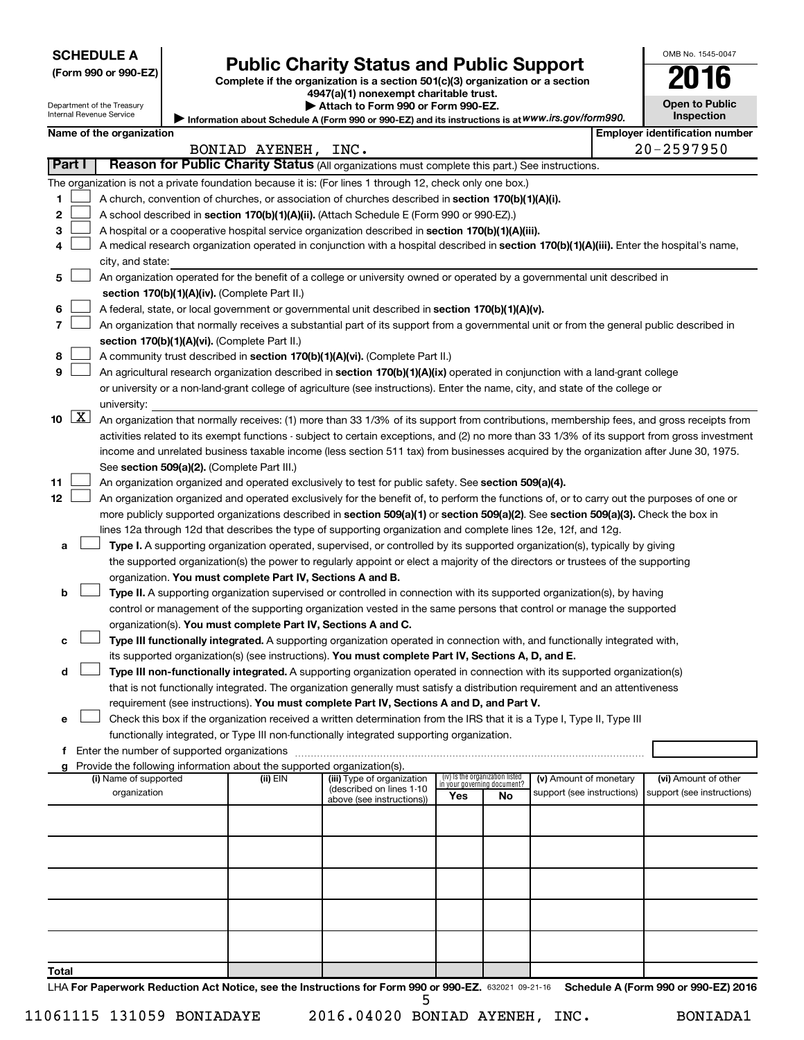**SCHEDULE A**
**(Form 990 or 990-EZ)**

Department of the Treasury
Internal Revenue Service

# Public Charity Status and Public Support

**Complete if the organization is a section 501(c)(3) organization or a section 4947(a)(1) nonexempt charitable trust.**
**▶ Attach to Form 990 or Form 990-EZ.**
**▶ Information about Schedule A (Form 990 or 990-EZ) and its instructions is at** *www.irs.gov/form990.*

OMB No. 1545-0047
**2016**
**Open to Public Inspection**

**Name of the organization:** BONIAD AYENEH, INC.
**Employer identification number:** 20-2597950

## Part I Reason for Public Charity Status (All organizations must complete this part.) See instructions.

The organization is not a private foundation because it is: (For lines 1 through 12, check only one box.)

1. ☐ A church, convention of churches, or association of churches described in **section 170(b)(1)(A)(i).**
2. ☐ A school described in **section 170(b)(1)(A)(ii).** (Attach Schedule E (Form 990 or 990-EZ).)
3. ☐ A hospital or a cooperative hospital service organization described in **section 170(b)(1)(A)(iii).**
4. ☐ A medical research organization operated in conjunction with a hospital described in **section 170(b)(1)(A)(iii).** Enter the hospital's name, city, and state:
5. ☐ An organization operated for the benefit of a college or university owned or operated by a governmental unit described in **section 170(b)(1)(A)(iv).** (Complete Part II.)
6. ☐ A federal, state, or local government or governmental unit described in **section 170(b)(1)(A)(v).**
7. ☐ An organization that normally receives a substantial part of its support from a governmental unit or from the general public described in **section 170(b)(1)(A)(vi).** (Complete Part II.)
8. ☐ A community trust described in **section 170(b)(1)(A)(vi).** (Complete Part II.)
9. ☐ An agricultural research organization described in **section 170(b)(1)(A)(ix)** operated in conjunction with a land-grant college or university or a non-land-grant college of agriculture (see instructions). Enter the name, city, and state of the college or university:
10. ☒ An organization that normally receives: (1) more than 33 1/3% of its support from contributions, membership fees, and gross receipts from activities related to its exempt functions - subject to certain exceptions, and (2) no more than 33 1/3% of its support from gross investment income and unrelated business taxable income (less section 511 tax) from businesses acquired by the organization after June 30, 1975. See **section 509(a)(2).** (Complete Part III.)
11. ☐ An organization organized and operated exclusively to test for public safety. See **section 509(a)(4).**
12. ☐ An organization organized and operated exclusively for the benefit of, to perform the functions of, or to carry out the purposes of one or more publicly supported organizations described in **section 509(a)(1)** or **section 509(a)(2)**. See **section 509(a)(3).** Check the box in lines 12a through 12d that describes the type of supporting organization and complete lines 12e, 12f, and 12g.
   - **a** ☐ **Type I.** A supporting organization operated, supervised, or controlled by its supported organization(s), typically by giving the supported organization(s) the power to regularly appoint or elect a majority of the directors or trustees of the supporting organization. **You must complete Part IV, Sections A and B.**
   - **b** ☐ **Type II.** A supporting organization supervised or controlled in connection with its supported organization(s), by having control or management of the supporting organization vested in the same persons that control or manage the supported organization(s). **You must complete Part IV, Sections A and C.**
   - **c** ☐ **Type III functionally integrated.** A supporting organization operated in connection with, and functionally integrated with, its supported organization(s) (see instructions). **You must complete Part IV, Sections A, D, and E.**
   - **d** ☐ **Type III non-functionally integrated.** A supporting organization operated in connection with its supported organization(s) that is not functionally integrated. The organization generally must satisfy a distribution requirement and an attentiveness requirement (see instructions). **You must complete Part IV, Sections A and D, and Part V.**
   - **e** ☐ Check this box if the organization received a written determination from the IRS that it is a Type I, Type II, Type III functionally integrated, or Type III non-functionally integrated supporting organization.
   - **f** Enter the number of supported organizations
   - **g** Provide the following information about the supported organization(s).

| (i) Name of supported organization | (ii) EIN | (iii) Type of organization (described on lines 1-10 above (see instructions)) | (iv) Is the organization listed in your governing document? Yes | No | (v) Amount of monetary support (see instructions) | (vi) Amount of other support (see instructions) |
|---|---|---|---|---|---|---|
| | | | | | | |
| | | | | | | |
| | | | | | | |
| | | | | | | |
| | | | | | | |
| **Total** | | | | | | |

LHA **For Paperwork Reduction Act Notice, see the Instructions for Form 990 or 990-EZ.** 632021 09-21-16 **Schedule A (Form 990 or 990-EZ) 2016**

11061115 131059 BONIADAYE 2016.04020 BONIAD AYENEH, INC. BONIADA1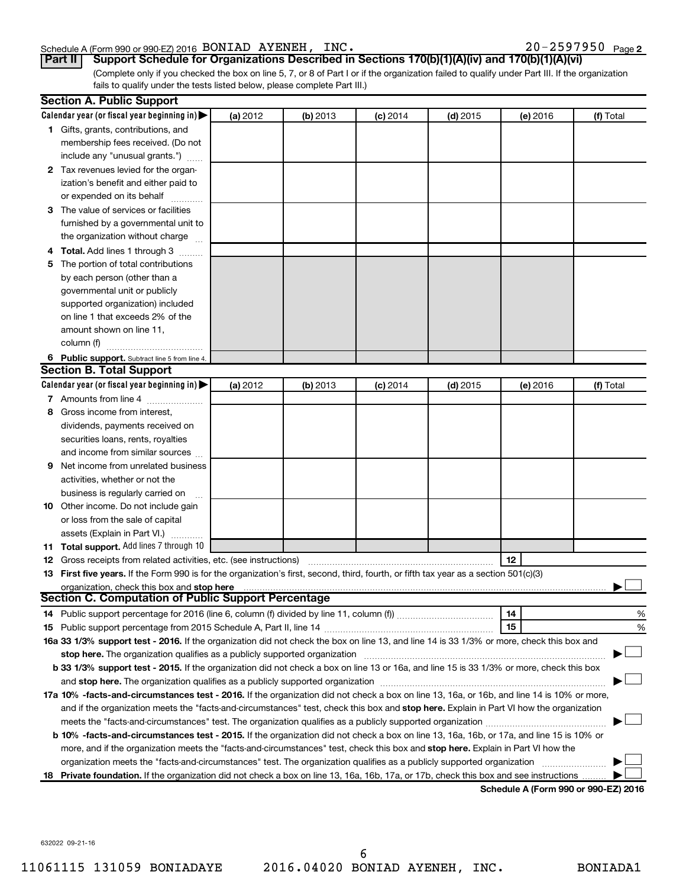Schedule A (Form 990 or 990-EZ) 2016 BONIAD AYENEH, INC. 20-2597950 Page **2**

**Part II** **Support Schedule for Organizations Described in Sections 170(b)(1)(A)(iv) and 170(b)(1)(A)(vi)**

(Complete only if you checked the box on line 5, 7, or 8 of Part I or if the organization failed to qualify under Part III. If the organization fails to qualify under the tests listed below, please complete Part III.)

### Section A. Public Support

| Calendar year (or fiscal year beginning in) ▶ | (a) 2012 | (b) 2013 | (c) 2014 | (d) 2015 | (e) 2016 | (f) Total |
|---|---|---|---|---|---|---|
| **1** Gifts, grants, contributions, and membership fees received. (Do not include any "unusual grants.") | | | | | | |
| **2** Tax revenues levied for the organization's benefit and either paid to or expended on its behalf | | | | | | |
| **3** The value of services or facilities furnished by a governmental unit to the organization without charge | | | | | | |
| **4** **Total.** Add lines 1 through 3 | | | | | | |
| **5** The portion of total contributions by each person (other than a governmental unit or publicly supported organization) included on line 1 that exceeds 2% of the amount shown on line 11, column (f) | | | | | | |
| **6** **Public support.** Subtract line 5 from line 4. | | | | | | |

### Section B. Total Support

| Calendar year (or fiscal year beginning in) ▶ | (a) 2012 | (b) 2013 | (c) 2014 | (d) 2015 | (e) 2016 | (f) Total |
|---|---|---|---|---|---|---|
| **7** Amounts from line 4 | | | | | | |
| **8** Gross income from interest, dividends, payments received on securities loans, rents, royalties and income from similar sources | | | | | | |
| **9** Net income from unrelated business activities, whether or not the business is regularly carried on | | | | | | |
| **10** Other income. Do not include gain or loss from the sale of capital assets (Explain in Part VI.) | | | | | | |
| **11** **Total support.** Add lines 7 through 10 | | | | | | |

**12** Gross receipts from related activities, etc. (see instructions) **12**

**13** **First five years.** If the Form 990 is for the organization's first, second, third, fourth, or fifth tax year as a section 501(c)(3) organization, check this box and **stop here** ▶ ☐

### Section C. Computation of Public Support Percentage

**14** Public support percentage for 2016 (line 6, column (f) divided by line 11, column (f)) **14** %

**15** Public support percentage from 2015 Schedule A, Part II, line 14 **15** %

**16a 33 1/3% support test - 2016.** If the organization did not check the box on line 13, and line 14 is 33 1/3% or more, check this box and **stop here.** The organization qualifies as a publicly supported organization ▶ ☐

**b 33 1/3% support test - 2015.** If the organization did not check a box on line 13 or 16a, and line 15 is 33 1/3% or more, check this box and **stop here.** The organization qualifies as a publicly supported organization ▶ ☐

**17a 10% -facts-and-circumstances test - 2016.** If the organization did not check a box on line 13, 16a, or 16b, and line 14 is 10% or more, and if the organization meets the "facts-and-circumstances" test, check this box and **stop here.** Explain in Part VI how the organization meets the "facts-and-circumstances" test. The organization qualifies as a publicly supported organization ▶ ☐

**b 10% -facts-and-circumstances test - 2015.** If the organization did not check a box on line 13, 16a, 16b, or 17a, and line 15 is 10% or more, and if the organization meets the "facts-and-circumstances" test, check this box and **stop here.** Explain in Part VI how the organization meets the "facts-and-circumstances" test. The organization qualifies as a publicly supported organization ▶ ☐

**18** **Private foundation.** If the organization did not check a box on line 13, 16a, 16b, 17a, or 17b, check this box and see instructions ▶ ☐

**Schedule A (Form 990 or 990-EZ) 2016**

632022 09-21-16

11061115 131059 BONIADAYE 2016.04020 BONIAD AYENEH, INC. BONIADA1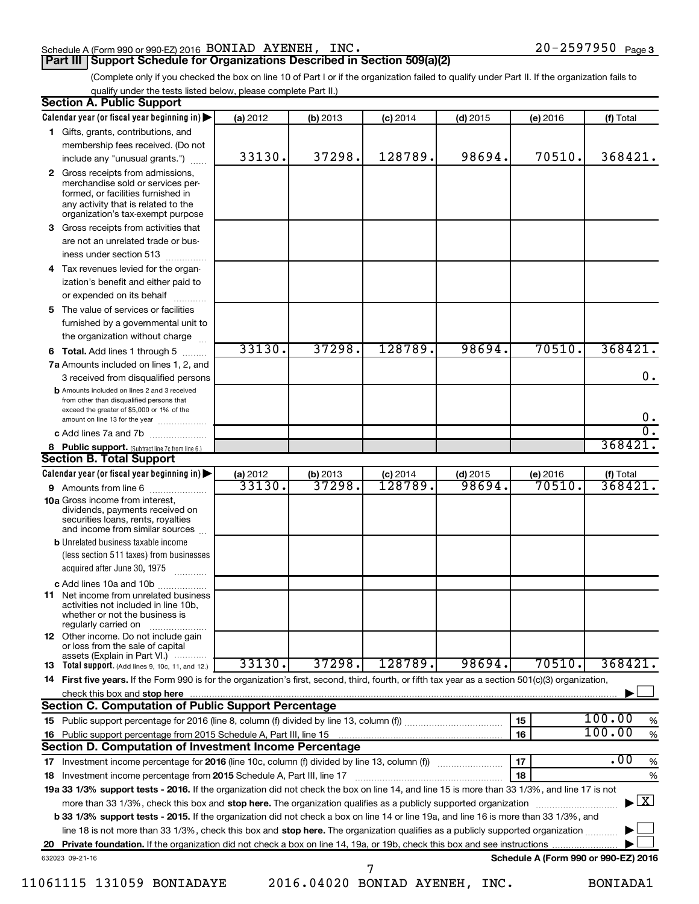Schedule A (Form 990 or 990-EZ) 2016 BONIAD AYENEH, INC. 20-2597950 Page 3

## Part III Support Schedule for Organizations Described in Section 509(a)(2)

(Complete only if you checked the box on line 10 of Part I or if the organization failed to qualify under Part II. If the organization fails to qualify under the tests listed below, please complete Part II.)

### Section A. Public Support

| Calendar year (or fiscal year beginning in) | (a) 2012 | (b) 2013 | (c) 2014 | (d) 2015 | (e) 2016 | (f) Total |
|---|---|---|---|---|---|---|
| **1** Gifts, grants, contributions, and membership fees received. (Do not include any "unusual grants.") | 33130. | 37298. | 128789. | 98694. | 70510. | 368421. |
| **2** Gross receipts from admissions, merchandise sold or services performed, or facilities furnished in any activity that is related to the organization's tax-exempt purpose | | | | | | |
| **3** Gross receipts from activities that are not an unrelated trade or business under section 513 | | | | | | |
| **4** Tax revenues levied for the organization's benefit and either paid to or expended on its behalf | | | | | | |
| **5** The value of services or facilities furnished by a governmental unit to the organization without charge | | | | | | |
| **6 Total.** Add lines 1 through 5 | 33130. | 37298. | 128789. | 98694. | 70510. | 368421. |
| **7a** Amounts included on lines 1, 2, and 3 received from disqualified persons | | | | | | 0. |
| **b** Amounts included on lines 2 and 3 received from other than disqualified persons that exceed the greater of $5,000 or 1% of the amount on line 13 for the year | | | | | | 0. |
| **c** Add lines 7a and 7b | | | | | | 0. |
| **8 Public support.** (Subtract line 7c from line 6.) | | | | | | 368421. |

### Section B. Total Support

| Calendar year (or fiscal year beginning in) | (a) 2012 | (b) 2013 | (c) 2014 | (d) 2015 | (e) 2016 | (f) Total |
|---|---|---|---|---|---|---|
| **9** Amounts from line 6 | 33130. | 37298. | 128789. | 98694. | 70510. | 368421. |
| **10a** Gross income from interest, dividends, payments received on securities loans, rents, royalties and income from similar sources | | | | | | |
| **b** Unrelated business taxable income (less section 511 taxes) from businesses acquired after June 30, 1975 | | | | | | |
| **c** Add lines 10a and 10b | | | | | | |
| **11** Net income from unrelated business activities not included in line 10b, whether or not the business is regularly carried on | | | | | | |
| **12** Other income. Do not include gain or loss from the sale of capital assets (Explain in Part VI.) | | | | | | |
| **13 Total support.** (Add lines 9, 10c, 11, and 12.) | 33130. | 37298. | 128789. | 98694. | 70510. | 368421. |

**14 First five years.** If the Form 990 is for the organization's first, second, third, fourth, or fifth tax year as a section 501(c)(3) organization, check this box and **stop here** ☐

### Section C. Computation of Public Support Percentage

| | | |
|---|---|---|
| **15** Public support percentage for 2016 (line 8, column (f) divided by line 13, column (f)) | 15 | 100.00 % |
| **16** Public support percentage from 2015 Schedule A, Part III, line 15 | 16 | 100.00 % |

### Section D. Computation of Investment Income Percentage

| | | |
|---|---|---|
| **17** Investment income percentage for **2016** (line 10c, column (f) divided by line 13, column (f)) | 17 | .00 % |
| **18** Investment income percentage from **2015** Schedule A, Part III, line 17 | 18 | % |

**19a 33 1/3% support tests - 2016.** If the organization did not check the box on line 14, and line 15 is more than 33 1/3%, and line 17 is not more than 33 1/3%, check this box and **stop here.** The organization qualifies as a publicly supported organization ☒

**b 33 1/3% support tests - 2015.** If the organization did not check a box on line 14 or line 19a, and line 16 is more than 33 1/3%, and line 18 is not more than 33 1/3%, check this box and **stop here.** The organization qualifies as a publicly supported organization ☐

**20 Private foundation.** If the organization did not check a box on line 14, 19a, or 19b, check this box and see instructions ☐

632023 09-21-16 **Schedule A (Form 990 or 990-EZ) 2016**

11061115 131059 BONIADAYE 2016.04020 BONIAD AYENEH, INC. BONIADA1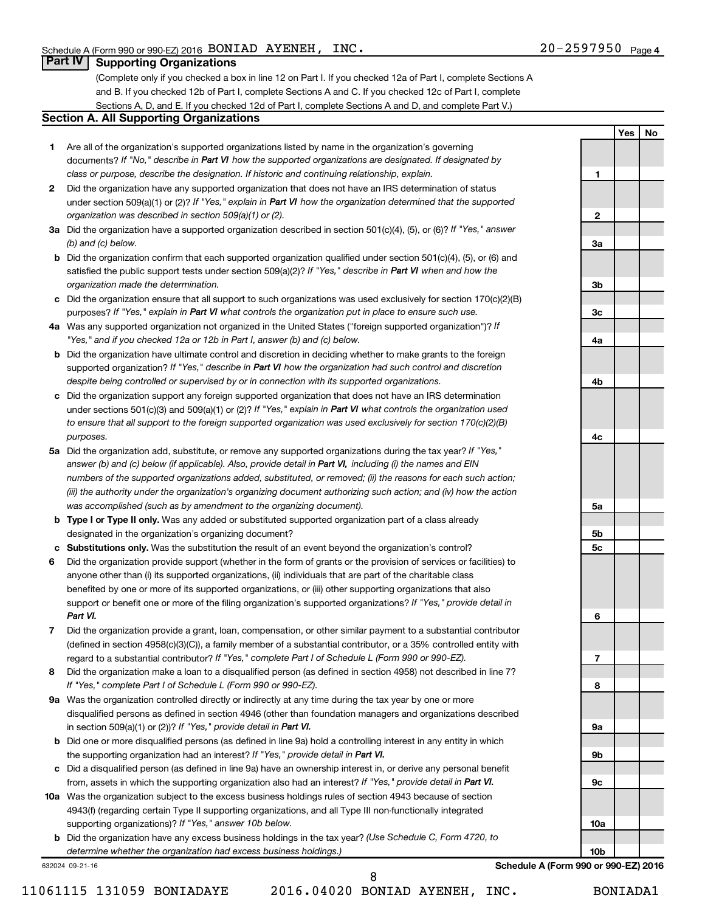Schedule A (Form 990 or 990-EZ) 2016 BONIAD AYENEH, INC. 20-2597950 Page 4

## Part IV Supporting Organizations

(Complete only if you checked a box in line 12 on Part I. If you checked 12a of Part I, complete Sections A and B. If you checked 12b of Part I, complete Sections A and C. If you checked 12c of Part I, complete Sections A, D, and E. If you checked 12d of Part I, complete Sections A and D, and complete Part V.)

### Section A. All Supporting Organizations

| | | Line | Yes | No |
|---|---|---|---|---|
| **1** | Are all of the organization's supported organizations listed by name in the organization's governing documents? *If "No," describe in **Part VI** how the supported organizations are designated. If designated by class or purpose, describe the designation. If historic and continuing relationship, explain.* | 1 | | |
| **2** | Did the organization have any supported organization that does not have an IRS determination of status under section 509(a)(1) or (2)? *If "Yes," explain in **Part VI** how the organization determined that the supported organization was described in section 509(a)(1) or (2).* | 2 | | |
| **3a** | Did the organization have a supported organization described in section 501(c)(4), (5), or (6)? *If "Yes," answer (b) and (c) below.* | 3a | | |
| **b** | Did the organization confirm that each supported organization qualified under section 501(c)(4), (5), or (6) and satisfied the public support tests under section 509(a)(2)? *If "Yes," describe in **Part VI** when and how the organization made the determination.* | 3b | | |
| **c** | Did the organization ensure that all support to such organizations was used exclusively for section 170(c)(2)(B) purposes? *If "Yes," explain in **Part VI** what controls the organization put in place to ensure such use.* | 3c | | |
| **4a** | Was any supported organization not organized in the United States ("foreign supported organization")? *If "Yes," and if you checked 12a or 12b in Part I, answer (b) and (c) below.* | 4a | | |
| **b** | Did the organization have ultimate control and discretion in deciding whether to make grants to the foreign supported organization? *If "Yes," describe in **Part VI** how the organization had such control and discretion despite being controlled or supervised by or in connection with its supported organizations.* | 4b | | |
| **c** | Did the organization support any foreign supported organization that does not have an IRS determination under sections 501(c)(3) and 509(a)(1) or (2)? *If "Yes," explain in **Part VI** what controls the organization used to ensure that all support to the foreign supported organization was used exclusively for section 170(c)(2)(B) purposes.* | 4c | | |
| **5a** | Did the organization add, substitute, or remove any supported organizations during the tax year? *If "Yes," answer (b) and (c) below (if applicable). Also, provide detail in **Part VI,** including (i) the names and EIN numbers of the supported organizations added, substituted, or removed; (ii) the reasons for each such action; (iii) the authority under the organization's organizing document authorizing such action; and (iv) how the action was accomplished (such as by amendment to the organizing document).* | 5a | | |
| **b** | **Type I or Type II only.** Was any added or substituted supported organization part of a class already designated in the organization's organizing document? | 5b | | |
| **c** | **Substitutions only.** Was the substitution the result of an event beyond the organization's control? | 5c | | |
| **6** | Did the organization provide support (whether in the form of grants or the provision of services or facilities) to anyone other than (i) its supported organizations, (ii) individuals that are part of the charitable class benefited by one or more of its supported organizations, or (iii) other supporting organizations that also support or benefit one or more of the filing organization's supported organizations? *If "Yes," provide detail in **Part VI.*** | 6 | | |
| **7** | Did the organization provide a grant, loan, compensation, or other similar payment to a substantial contributor (defined in section 4958(c)(3)(C)), a family member of a substantial contributor, or a 35% controlled entity with regard to a substantial contributor? *If "Yes," complete Part I of Schedule L (Form 990 or 990-EZ).* | 7 | | |
| **8** | Did the organization make a loan to a disqualified person (as defined in section 4958) not described in line 7? *If "Yes," complete Part I of Schedule L (Form 990 or 990-EZ).* | 8 | | |
| **9a** | Was the organization controlled directly or indirectly at any time during the tax year by one or more disqualified persons as defined in section 4946 (other than foundation managers and organizations described in section 509(a)(1) or (2))? *If "Yes," provide detail in **Part VI.*** | 9a | | |
| **b** | Did one or more disqualified persons (as defined in line 9a) hold a controlling interest in any entity in which the supporting organization had an interest? *If "Yes," provide detail in **Part VI.*** | 9b | | |
| **c** | Did a disqualified person (as defined in line 9a) have an ownership interest in, or derive any personal benefit from, assets in which the supporting organization also had an interest? *If "Yes," provide detail in **Part VI.*** | 9c | | |
| **10a** | Was the organization subject to the excess business holdings rules of section 4943 because of section 4943(f) (regarding certain Type II supporting organizations, and all Type III non-functionally integrated supporting organizations)? *If "Yes," answer 10b below.* | 10a | | |
| **b** | Did the organization have any excess business holdings in the tax year? *(Use Schedule C, Form 4720, to determine whether the organization had excess business holdings.)* | 10b | | |

632024 09-21-16

**Schedule A (Form 990 or 990-EZ) 2016**

11061115 131059 BONIADAYE 2016.04020 BONIAD AYENEH, INC. BONIADA1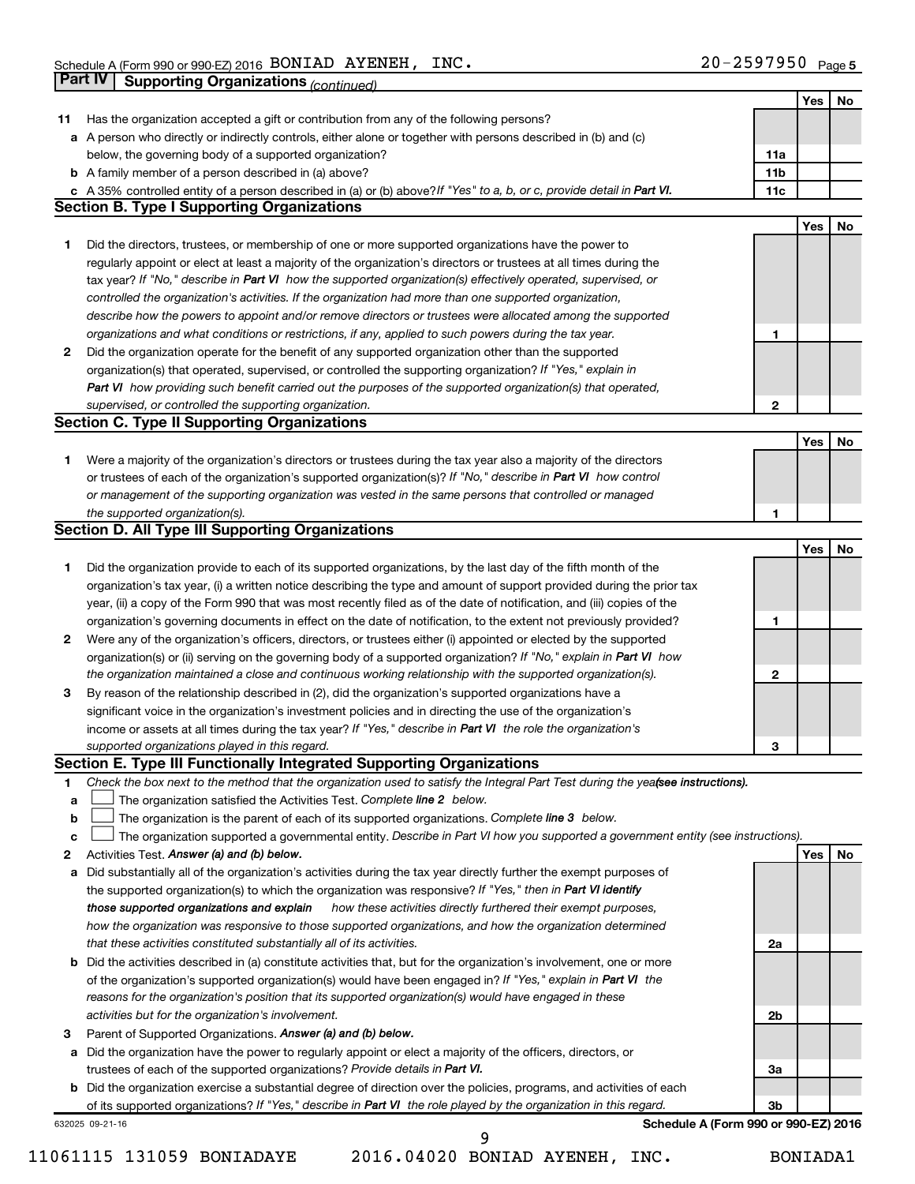Schedule A (Form 990 or 990-EZ) 2016 BONIAD AYENEH, INC. 20-2597950 Page 5

## Part IV Supporting Organizations *(continued)*

| | | | Yes | No |
|---|---|---|---|---|
| **11** | Has the organization accepted a gift or contribution from any of the following persons? | | | |
| **a** | A person who directly or indirectly controls, either alone or together with persons described in (b) and (c) below, the governing body of a supported organization? | **11a** | | |
| **b** | A family member of a person described in (a) above? | **11b** | | |
| **c** | A 35% controlled entity of a person described in (a) or (b) above? *If "Yes" to a, b, or c, provide detail in* ***Part VI.*** | **11c** | | |

### Section B. Type I Supporting Organizations

| | | | Yes | No |
|---|---|---|---|---|
| **1** | Did the directors, trustees, or membership of one or more supported organizations have the power to regularly appoint or elect at least a majority of the organization's directors or trustees at all times during the tax year? *If "No," describe in* ***Part VI*** *how the supported organization(s) effectively operated, supervised, or controlled the organization's activities. If the organization had more than one supported organization, describe how the powers to appoint and/or remove directors or trustees were allocated among the supported organizations and what conditions or restrictions, if any, applied to such powers during the tax year.* | **1** | | |
| **2** | Did the organization operate for the benefit of any supported organization other than the supported organization(s) that operated, supervised, or controlled the supporting organization? *If "Yes," explain in* ***Part VI*** *how providing such benefit carried out the purposes of the supported organization(s) that operated, supervised, or controlled the supporting organization.* | **2** | | |

### Section C. Type II Supporting Organizations

| | | | Yes | No |
|---|---|---|---|---|
| **1** | Were a majority of the organization's directors or trustees during the tax year also a majority of the directors or trustees of each of the organization's supported organization(s)? *If "No," describe in* ***Part VI*** *how control or management of the supporting organization was vested in the same persons that controlled or managed the supported organization(s).* | **1** | | |

### Section D. All Type III Supporting Organizations

| | | | Yes | No |
|---|---|---|---|---|
| **1** | Did the organization provide to each of its supported organizations, by the last day of the fifth month of the organization's tax year, (i) a written notice describing the type and amount of support provided during the prior tax year, (ii) a copy of the Form 990 that was most recently filed as of the date of notification, and (iii) copies of the organization's governing documents in effect on the date of notification, to the extent not previously provided? | **1** | | |
| **2** | Were any of the organization's officers, directors, or trustees either (i) appointed or elected by the supported organization(s) or (ii) serving on the governing body of a supported organization? *If "No," explain in* ***Part VI*** *how the organization maintained a close and continuous working relationship with the supported organization(s).* | **2** | | |
| **3** | By reason of the relationship described in (2), did the organization's supported organizations have a significant voice in the organization's investment policies and in directing the use of the organization's income or assets at all times during the tax year? *If "Yes," describe in* ***Part VI*** *the role the organization's supported organizations played in this regard.* | **3** | | |

### Section E. Type III Functionally Integrated Supporting Organizations

**1** *Check the box next to the method that the organization used to satisfy the Integral Part Test during the year* ***(see instructions).***

- **a** ☐ The organization satisfied the Activities Test. *Complete* ***line 2*** *below.*
- **b** ☐ The organization is the parent of each of its supported organizations. *Complete* ***line 3*** *below.*
- **c** ☐ The organization supported a governmental entity. *Describe in Part VI how you supported a government entity (see instructions).*

| | | | Yes | No |
|---|---|---|---|---|
| **2** | Activities Test. ***Answer (a) and (b) below.*** | | | |
| **a** | Did substantially all of the organization's activities during the tax year directly further the exempt purposes of the supported organization(s) to which the organization was responsive? *If "Yes," then in* ***Part VI identify those supported organizations and explain*** *how these activities directly furthered their exempt purposes, how the organization was responsive to those supported organizations, and how the organization determined that these activities constituted substantially all of its activities.* | **2a** | | |
| **b** | Did the activities described in (a) constitute activities that, but for the organization's involvement, one or more of the organization's supported organization(s) would have been engaged in? *If "Yes," explain in* ***Part VI*** *the reasons for the organization's position that its supported organization(s) would have engaged in these activities but for the organization's involvement.* | **2b** | | |
| **3** | Parent of Supported Organizations. ***Answer (a) and (b) below.*** | | | |
| **a** | Did the organization have the power to regularly appoint or elect a majority of the officers, directors, or trustees of each of the supported organizations? *Provide details in* ***Part VI.*** | **3a** | | |
| **b** | Did the organization exercise a substantial degree of direction over the policies, programs, and activities of each of its supported organizations? *If "Yes," describe in* ***Part VI*** *the role played by the organization in this regard.* | **3b** | | |

632025 09-21-16 **Schedule A (Form 990 or 990-EZ) 2016**

11061115 131059 BONIADAYE 2016.04020 BONIAD AYENEH, INC. BONIADA1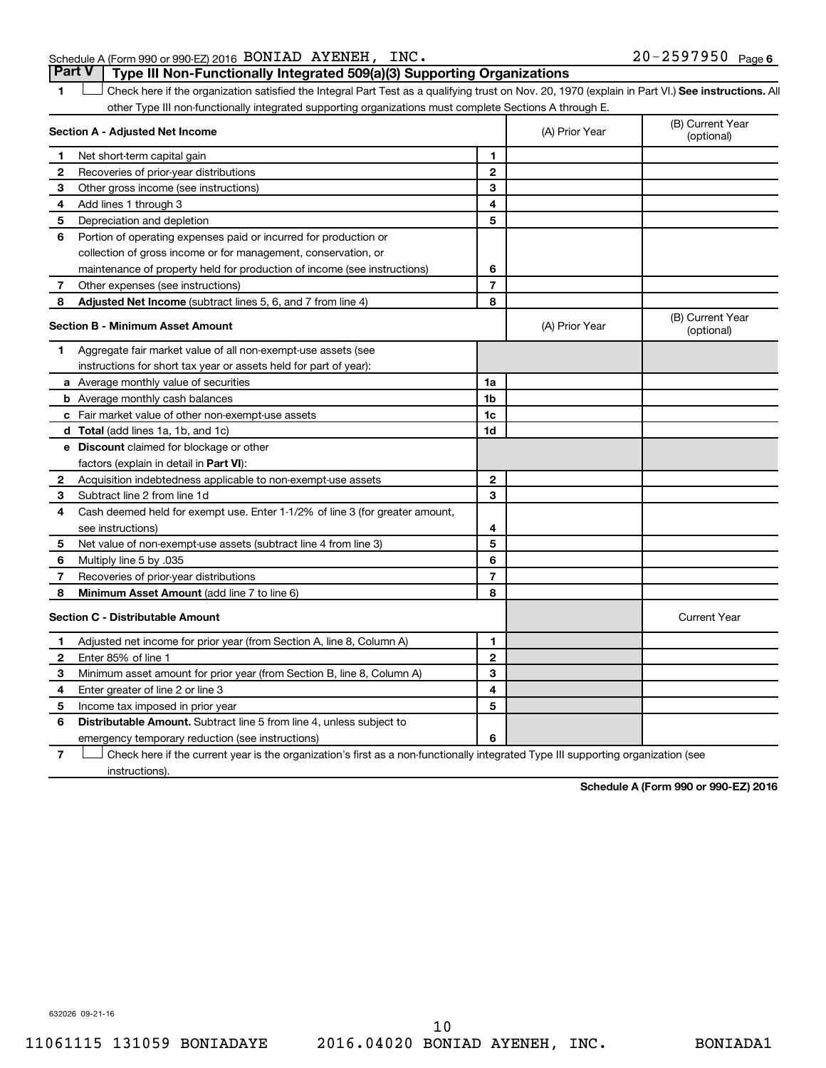Schedule A (Form 990 or 990-EZ) 2016 BONIAD AYENEH, INC. 20-2597950 Page 6

## Part V Type III Non-Functionally Integrated 509(a)(3) Supporting Organizations

1 ☐ Check here if the organization satisfied the Integral Part Test as a qualifying trust on Nov. 20, 1970 (explain in Part VI.) **See instructions.** All other Type III non-functionally integrated supporting organizations must complete Sections A through E.

| **Section A - Adjusted Net Income** | | | (A) Prior Year | (B) Current Year (optional) |
|---|---|---|---|---|
| 1 | Net short-term capital gain | 1 | | |
| 2 | Recoveries of prior-year distributions | 2 | | |
| 3 | Other gross income (see instructions) | 3 | | |
| 4 | Add lines 1 through 3 | 4 | | |
| 5 | Depreciation and depletion | 5 | | |
| 6 | Portion of operating expenses paid or incurred for production or collection of gross income or for management, conservation, or maintenance of property held for production of income (see instructions) | 6 | | |
| 7 | Other expenses (see instructions) | 7 | | |
| 8 | **Adjusted Net Income** (subtract lines 5, 6, and 7 from line 4) | 8 | | |

| **Section B - Minimum Asset Amount** | | | (A) Prior Year | (B) Current Year (optional) |
|---|---|---|---|---|
| 1 | Aggregate fair market value of all non-exempt-use assets (see instructions for short tax year or assets held for part of year): | | | |
| a | Average monthly value of securities | 1a | | |
| b | Average monthly cash balances | 1b | | |
| c | Fair market value of other non-exempt-use assets | 1c | | |
| d | **Total** (add lines 1a, 1b, and 1c) | 1d | | |
| e | **Discount** claimed for blockage or other factors (explain in detail in **Part VI**): | | | |
| 2 | Acquisition indebtedness applicable to non-exempt-use assets | 2 | | |
| 3 | Subtract line 2 from line 1d | 3 | | |
| 4 | Cash deemed held for exempt use. Enter 1-1/2% of line 3 (for greater amount, see instructions) | 4 | | |
| 5 | Net value of non-exempt-use assets (subtract line 4 from line 3) | 5 | | |
| 6 | Multiply line 5 by .035 | 6 | | |
| 7 | Recoveries of prior-year distributions | 7 | | |
| 8 | **Minimum Asset Amount** (add line 7 to line 6) | 8 | | |

| **Section C - Distributable Amount** | | | | Current Year |
|---|---|---|---|---|
| 1 | Adjusted net income for prior year (from Section A, line 8, Column A) | 1 | | |
| 2 | Enter 85% of line 1 | 2 | | |
| 3 | Minimum asset amount for prior year (from Section B, line 8, Column A) | 3 | | |
| 4 | Enter greater of line 2 or line 3 | 4 | | |
| 5 | Income tax imposed in prior year | 5 | | |
| 6 | **Distributable Amount.** Subtract line 5 from line 4, unless subject to emergency temporary reduction (see instructions) | 6 | | |

7 ☐ Check here if the current year is the organization's first as a non-functionally integrated Type III supporting organization (see instructions).

**Schedule A (Form 990 or 990-EZ) 2016**

632026 09-21-16

11061115 131059 BONIADAYE 2016.04020 BONIAD AYENEH, INC. BONIADA1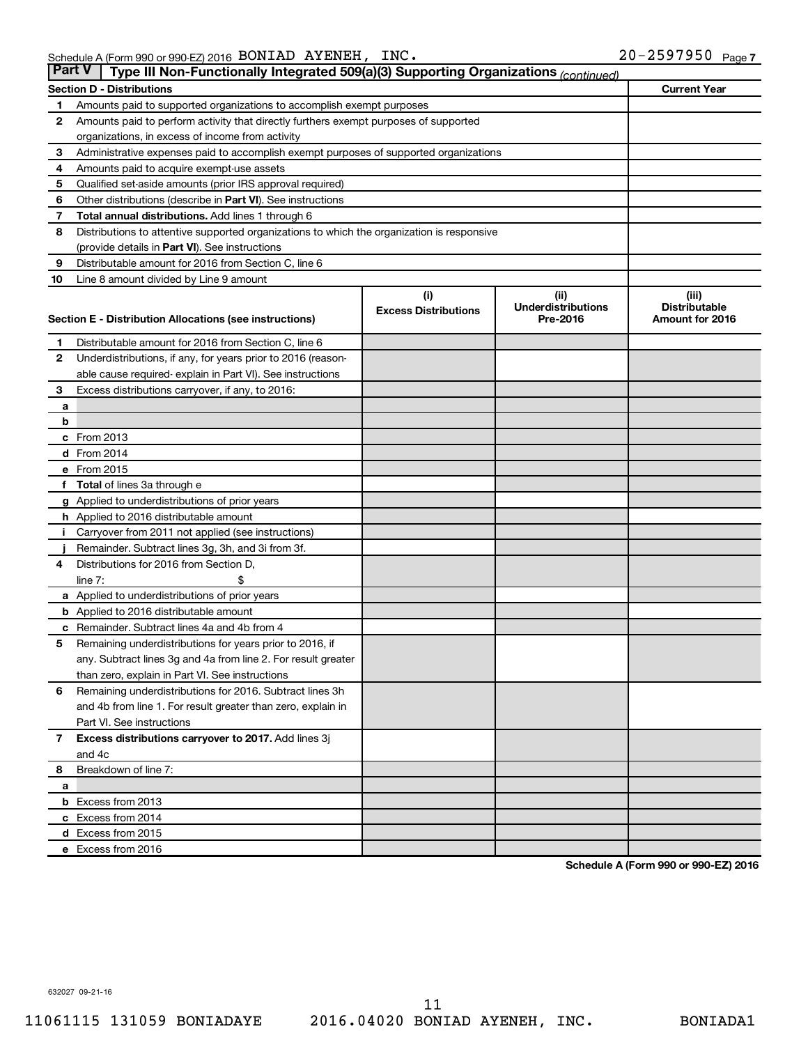Schedule A (Form 990 or 990-EZ) 2016 BONIAD AYENEH, INC. 20-2597950 Page 7

## Part V Type III Non-Functionally Integrated 509(a)(3) Supporting Organizations *(continued)*

| Section D - Distributions | | Current Year |
|---|---|---|
| 1 | Amounts paid to supported organizations to accomplish exempt purposes | |
| 2 | Amounts paid to perform activity that directly furthers exempt purposes of supported organizations, in excess of income from activity | |
| 3 | Administrative expenses paid to accomplish exempt purposes of supported organizations | |
| 4 | Amounts paid to acquire exempt-use assets | |
| 5 | Qualified set-aside amounts (prior IRS approval required) | |
| 6 | Other distributions (describe in **Part VI**). See instructions | |
| 7 | **Total annual distributions.** Add lines 1 through 6 | |
| 8 | Distributions to attentive supported organizations to which the organization is responsive (provide details in **Part VI**). See instructions | |
| 9 | Distributable amount for 2016 from Section C, line 6 | |
| 10 | Line 8 amount divided by Line 9 amount | |

| Section E - Distribution Allocations (see instructions) | (i) Excess Distributions | (ii) Underdistributions Pre-2016 | (iii) Distributable Amount for 2016 |
|---|---|---|---|
| 1 Distributable amount for 2016 from Section C, line 6 | | | |
| 2 Underdistributions, if any, for years prior to 2016 (reasonable cause required- explain in Part VI). See instructions | | | |
| 3 Excess distributions carryover, if any, to 2016: | | | |
| a | | | |
| b | | | |
| c From 2013 | | | |
| d From 2014 | | | |
| e From 2015 | | | |
| f **Total** of lines 3a through e | | | |
| g Applied to underdistributions of prior years | | | |
| h Applied to 2016 distributable amount | | | |
| i Carryover from 2011 not applied (see instructions) | | | |
| j Remainder. Subtract lines 3g, 3h, and 3i from 3f. | | | |
| 4 Distributions for 2016 from Section D, line 7: $ | | | |
| a Applied to underdistributions of prior years | | | |
| b Applied to 2016 distributable amount | | | |
| c Remainder. Subtract lines 4a and 4b from 4 | | | |
| 5 Remaining underdistributions for years prior to 2016, if any. Subtract lines 3g and 4a from line 2. For result greater than zero, explain in Part VI. See instructions | | | |
| 6 Remaining underdistributions for 2016. Subtract lines 3h and 4b from line 1. For result greater than zero, explain in Part VI. See instructions | | | |
| 7 **Excess distributions carryover to 2017.** Add lines 3j and 4c | | | |
| 8 Breakdown of line 7: | | | |
| a | | | |
| b Excess from 2013 | | | |
| c Excess from 2014 | | | |
| d Excess from 2015 | | | |
| e Excess from 2016 | | | |

**Schedule A (Form 990 or 990-EZ) 2016**

632027 09-21-16

11061115 131059 BONIADAYE 2016.04020 BONIAD AYENEH, INC. BONIADA1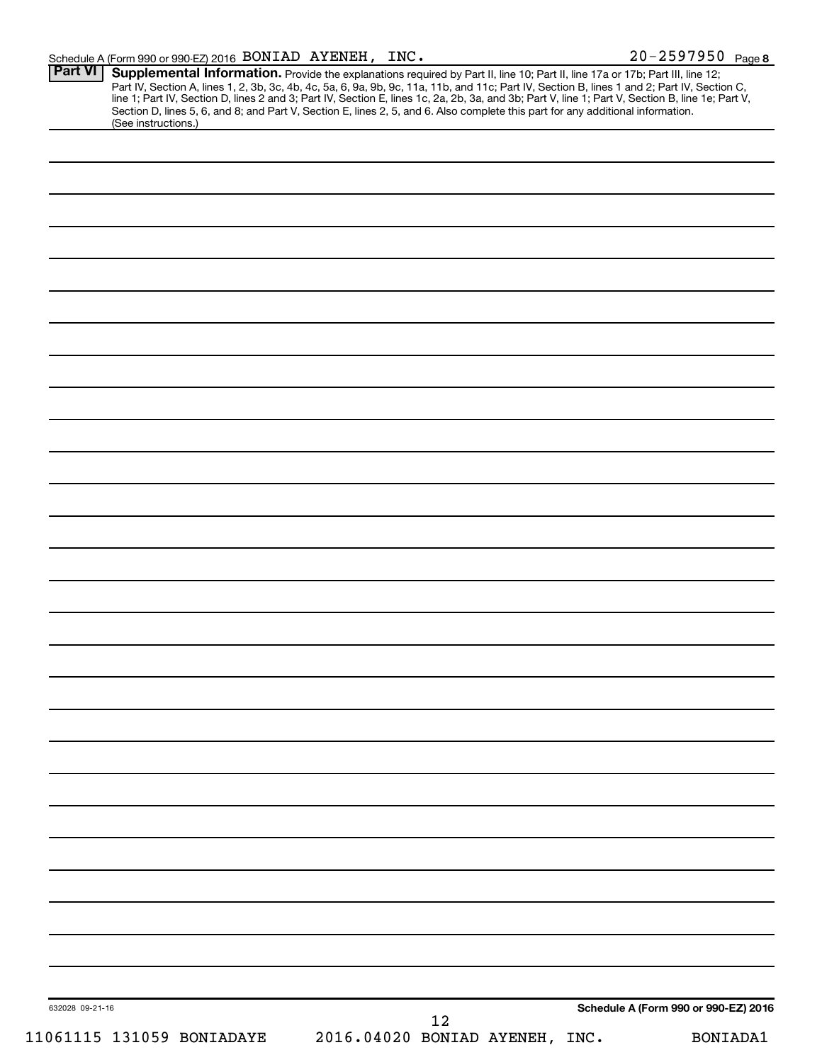Schedule A (Form 990 or 990-EZ) 2016 BONIAD AYENEH, INC. 20-2597950 Page 8

**Part VI** **Supplemental Information.** Provide the explanations required by Part II, line 10; Part II, line 17a or 17b; Part III, line 12; Part IV, Section A, lines 1, 2, 3b, 3c, 4b, 4c, 5a, 6, 9a, 9b, 9c, 11a, 11b, and 11c; Part IV, Section B, lines 1 and 2; Part IV, Section C, line 1; Part IV, Section D, lines 2 and 3; Part IV, Section E, lines 1c, 2a, 2b, 3a, and 3b; Part V, line 1; Part V, Section B, line 1e; Part V, Section D, lines 5, 6, and 8; and Part V, Section E, lines 2, 5, and 6. Also complete this part for any additional information. (See instructions.)

632028 09-21-16

**Schedule A (Form 990 or 990-EZ) 2016**

11061115 131059 BONIADAYE 2016.04020 BONIAD AYENEH, INC. BONIADA1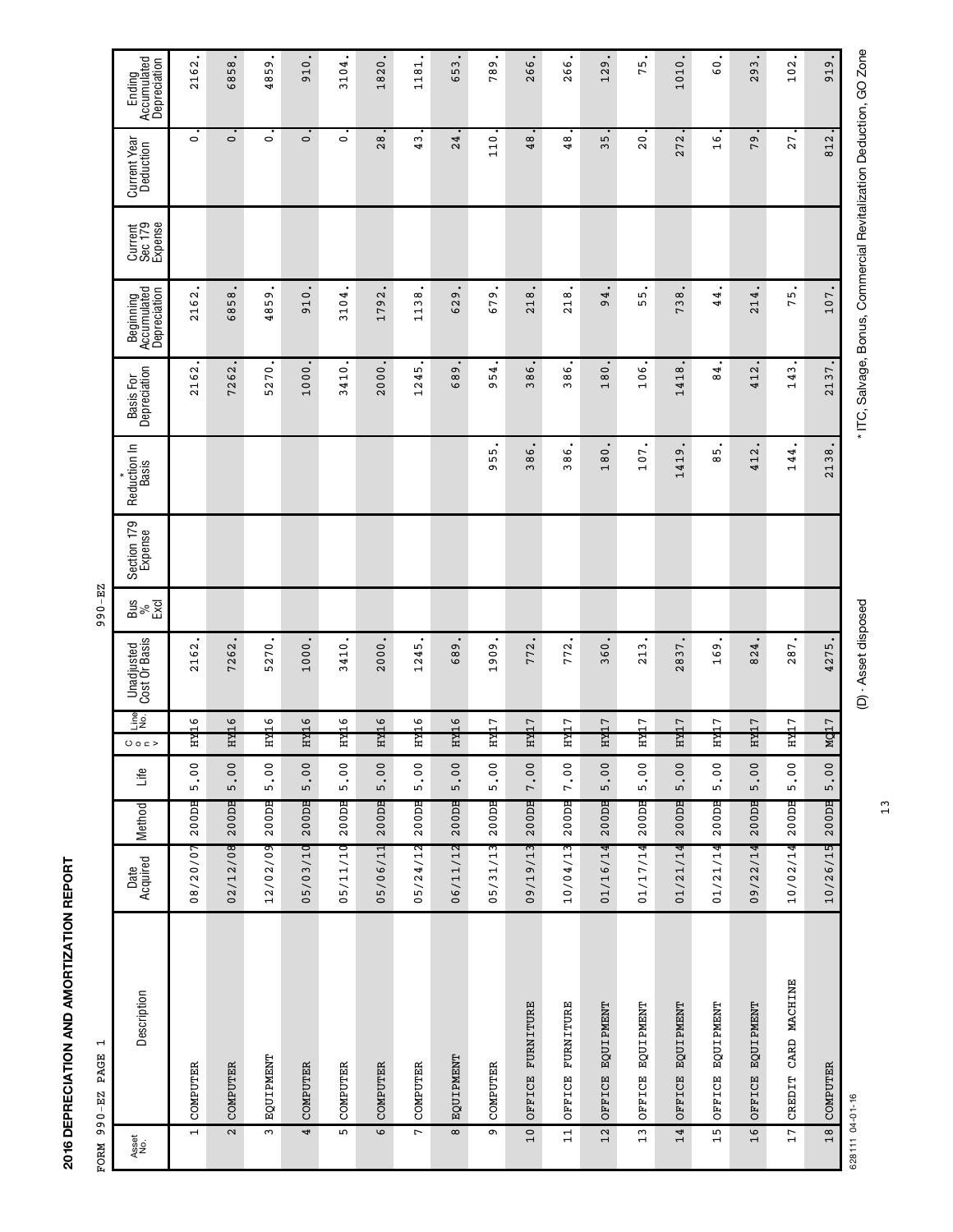## 2016 DEPRECIATION AND AMORTIZATION REPORT

FORM 990-EZ PAGE 1

990-EZ

| Asset No. | Description | Date Acquired | Method | Life | C o n v | Line No. | Unadjusted Cost Or Basis | Bus % Excl | Section 179 Expense | * Reduction In Basis | Basis For Depreciation | Beginning Accumulated Depreciation | Current Sec 179 Expense | Current Year Deduction | Ending Accumulated Depreciation |
|---|---|---|---|---|---|---|---|---|---|---|---|---|---|---|---|
| 1 | COMPUTER | 08/20/07 | 200DB | 5.00 | HY | 16 | 2162. | | | | 2162. | 2162. | | 0. | 2162. |
| 2 | COMPUTER | 02/12/08 | 200DB | 5.00 | HY | 16 | 7262. | | | | 7262. | 6858. | | 0. | 6858. |
| 3 | EQUIPMENT | 12/02/09 | 200DB | 5.00 | HY | 16 | 5270. | | | | 5270. | 4859. | | 0. | 4859. |
| 4 | COMPUTER | 05/03/10 | 200DB | 5.00 | HY | 16 | 1000. | | | | 1000. | 910. | | 0. | 910. |
| 5 | COMPUTER | 05/11/10 | 200DB | 5.00 | HY | 16 | 3410. | | | | 3410. | 3104. | | 0. | 3104. |
| 6 | COMPUTER | 05/06/11 | 200DB | 5.00 | HY | 16 | 2000. | | | | 2000. | 1792. | | 28. | 1820. |
| 7 | COMPUTER | 05/24/12 | 200DB | 5.00 | HY | 16 | 1245. | | | | 1245. | 1138. | | 43. | 1181. |
| 8 | EQUIPMENT | 06/11/12 | 200DB | 5.00 | HY | 16 | 689. | | | | 689. | 629. | | 24. | 653. |
| 9 | COMPUTER | 05/31/13 | 200DB | 5.00 | HY | 17 | 1909. | | | 955. | 954. | 679. | | 110. | 789. |
| 10 | OFFICE FURNITURE | 09/19/13 | 200DB | 7.00 | HY | 17 | 772. | | | 386. | 386. | 218. | | 48. | 266. |
| 11 | OFFICE FURNITURE | 10/04/13 | 200DB | 7.00 | HY | 17 | 772. | | | 386. | 386. | 218. | | 48. | 266. |
| 12 | OFFICE EQUIPMENT | 01/16/14 | 200DB | 5.00 | HY | 17 | 360. | | | 180. | 180. | 94. | | 35. | 129. |
| 13 | OFFICE EQUIPMENT | 01/17/14 | 200DB | 5.00 | HY | 17 | 213. | | | 107. | 106. | 55. | | 20. | 75. |
| 14 | OFFICE EQUIPMENT | 01/21/14 | 200DB | 5.00 | HY | 17 | 2837. | | | 1419. | 1418. | 738. | | 272. | 1010. |
| 15 | OFFICE EQUIPMENT | 01/21/14 | 200DB | 5.00 | HY | 17 | 169. | | | 85. | 84. | 44. | | 16. | 60. |
| 16 | OFFICE EQUIPMENT | 09/22/14 | 200DB | 5.00 | HY | 17 | 824. | | | 412. | 412. | 214. | | 79. | 293. |
| 17 | CREDIT CARD MACHINE | 10/02/14 | 200DB | 5.00 | HY | 17 | 287. | | | 144. | 143. | 75. | | 27. | 102. |
| 18 | COMPUTER | 10/26/15 | 200DB | 5.00 | MQ | 17 | 4275. | | | 2138. | 2137. | 107. | | 812. | 919. |

628111 04-01-16

(D) - Asset disposed

* ITC, Salvage, Bonus, Commercial Revitalization Deduction, GO Zone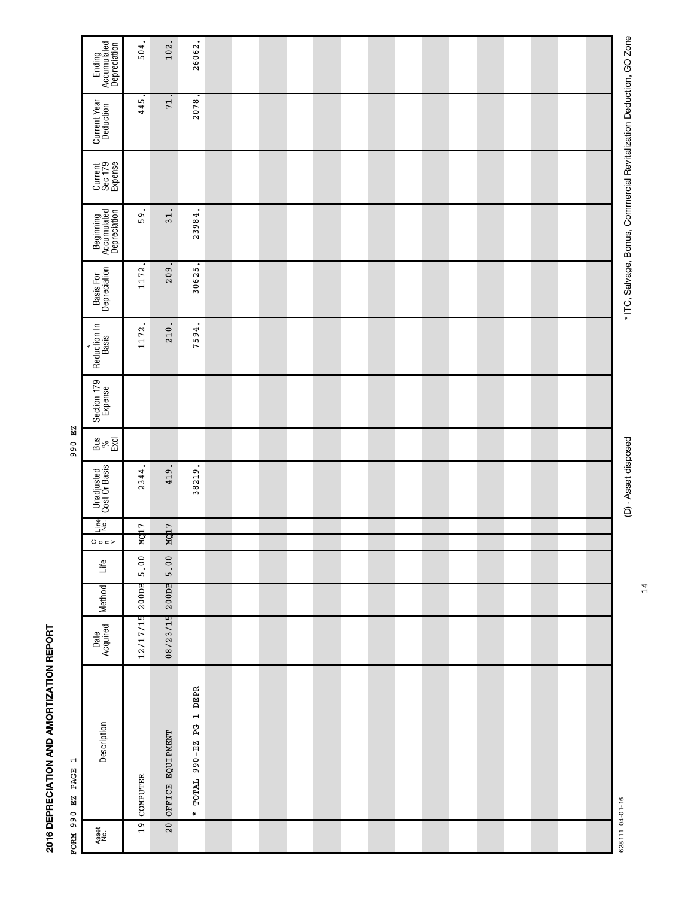## 2016 DEPRECIATION AND AMORTIZATION REPORT

FORM 990-EZ PAGE 1

990-EZ

| Asset No. | Description | Date Acquired | Method | Life | C o n v | Line No. | Unadjusted Cost Or Basis | Bus % Excl | Section 179 Expense | * Reduction In Basis | Basis For Depreciation | Beginning Accumulated Depreciation | Current Sec 179 Expense | Current Year Deduction | Ending Accumulated Depreciation |
|---|---|---|---|---|---|---|---|---|---|---|---|---|---|---|---|
| 19 | COMPUTER | 12/17/15 | 200DB | 5.00 | MQ | 17 | 2344. | | | 1172. | 1172. | 59. | | 445. | 504. |
| 20 | OFFICE EQUIPMENT | 08/23/15 | 200DB | 5.00 | MQ | 17 | 419. | | | 210. | 209. | 31. | | 71. | 102. |
| | * TOTAL 990-EZ PG 1 DEPR | | | | | | 38219. | | | 7594. | 30625. | 23984. | | 2078. | 26062. |

628111 04-01-16 (D) - Asset disposed * ITC, Salvage, Bonus, Commercial Revitalization Deduction, GO Zone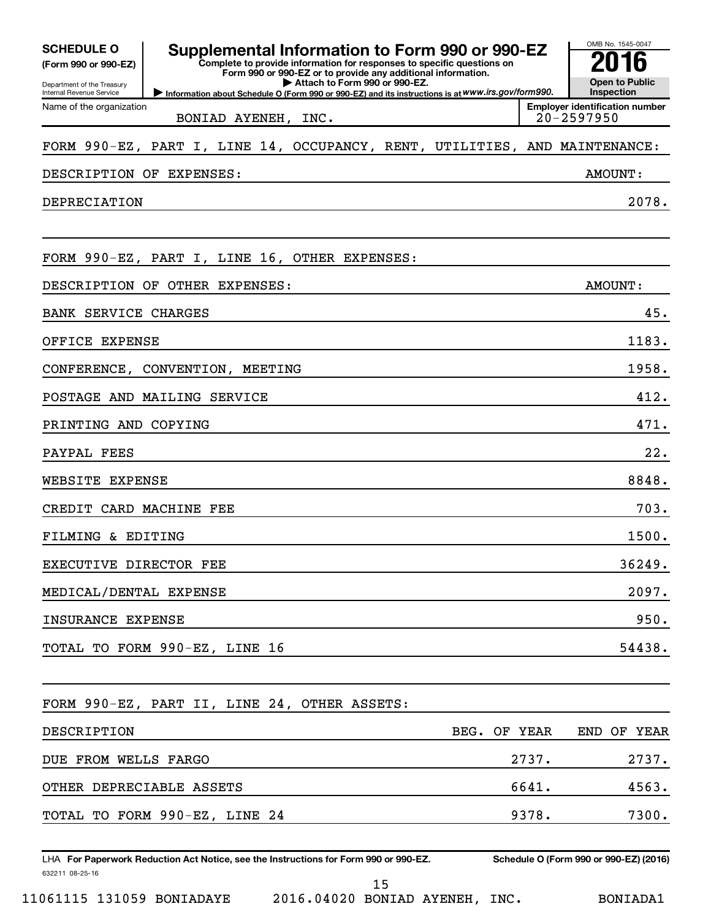**SCHEDULE O (Form 990 or 990-EZ)**

Department of the Treasury
Internal Revenue Service

# Supplemental Information to Form 990 or 990-EZ

**Complete to provide information for responses to specific questions on Form 990 or 990-EZ or to provide any additional information.**

▶ **Attach to Form 990 or 990-EZ.**

▶ **Information about Schedule O (Form 990 or 990-EZ) and its instructions is at** *www.irs.gov/form990.*

OMB No. 1545-0047

**2016**

**Open to Public Inspection**

Name of the organization: BONIAD AYENEH, INC.

**Employer identification number**: 20-2597950

FORM 990-EZ, PART I, LINE 14, OCCUPANCY, RENT, UTILITIES, AND MAINTENANCE:

| DESCRIPTION OF EXPENSES: | AMOUNT: |
|---|---|
| DEPRECIATION | 2078. |

FORM 990-EZ, PART I, LINE 16, OTHER EXPENSES:

| DESCRIPTION OF OTHER EXPENSES: | AMOUNT: |
|---|---|
| BANK SERVICE CHARGES | 45. |
| OFFICE EXPENSE | 1183. |
| CONFERENCE, CONVENTION, MEETING | 1958. |
| POSTAGE AND MAILING SERVICE | 412. |
| PRINTING AND COPYING | 471. |
| PAYPAL FEES | 22. |
| WEBSITE EXPENSE | 8848. |
| CREDIT CARD MACHINE FEE | 703. |
| FILMING & EDITING | 1500. |
| EXECUTIVE DIRECTOR FEE | 36249. |
| MEDICAL/DENTAL EXPENSE | 2097. |
| INSURANCE EXPENSE | 950. |
| TOTAL TO FORM 990-EZ, LINE 16 | 54438. |

FORM 990-EZ, PART II, LINE 24, OTHER ASSETS:

| DESCRIPTION | BEG. OF YEAR | END OF YEAR |
|---|---|---|
| DUE FROM WELLS FARGO | 2737. | 2737. |
| OTHER DEPRECIABLE ASSETS | 6641. | 4563. |
| TOTAL TO FORM 990-EZ, LINE 24 | 9378. | 7300. |

LHA **For Paperwork Reduction Act Notice, see the Instructions for Form 990 or 990-EZ.**

632211 08-25-16

**Schedule O (Form 990 or 990-EZ) (2016)**

11061115 131059 BONIADAYE 2016.04020 BONIAD AYENEH, INC. BONIADA1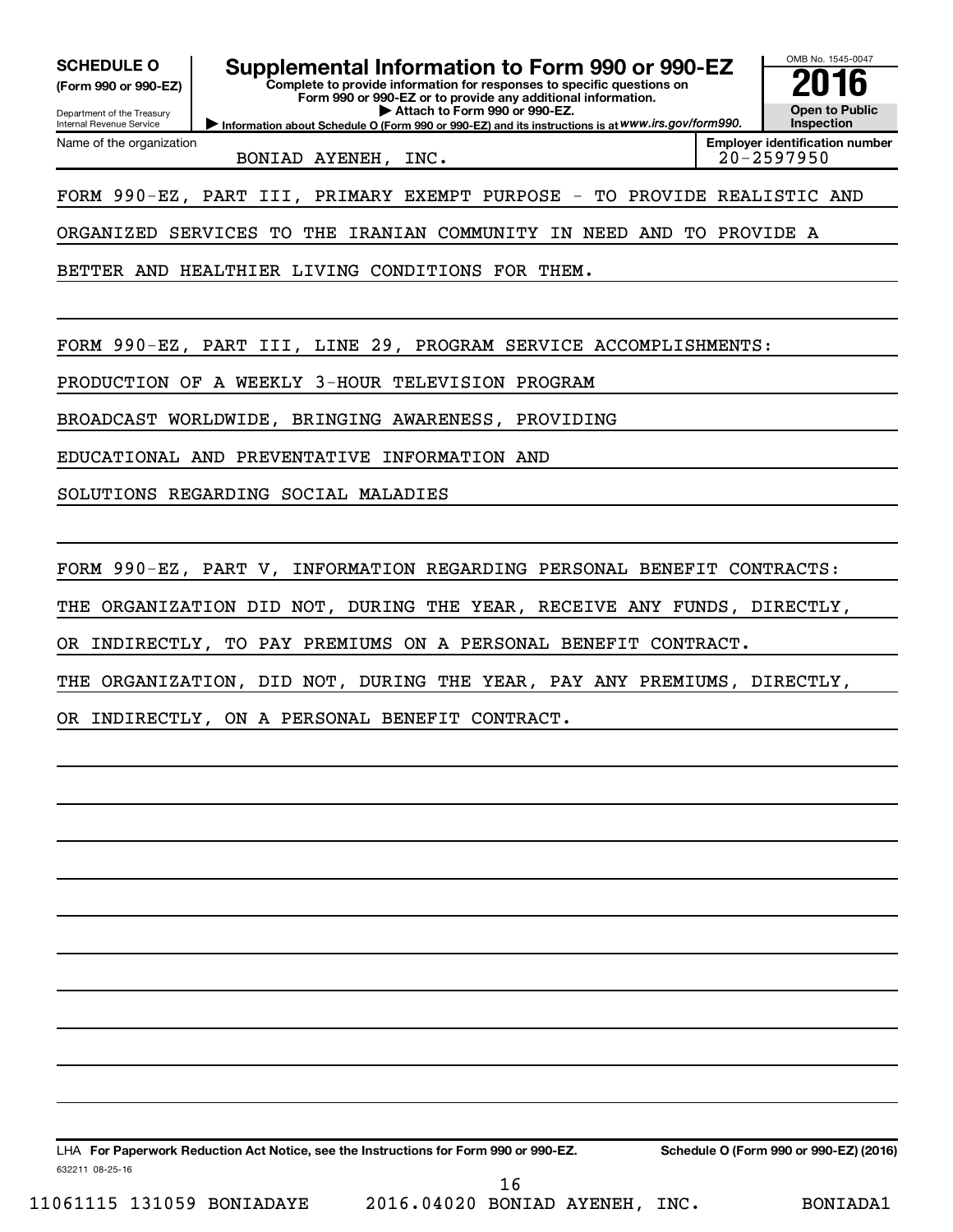**SCHEDULE O**
**(Form 990 or 990-EZ)**

Department of the Treasury
Internal Revenue Service

# Supplemental Information to Form 990 or 990-EZ

**Complete to provide information for responses to specific questions on Form 990 or 990-EZ or to provide any additional information.**
**▶ Attach to Form 990 or 990-EZ.**
**▶ Information about Schedule O (Form 990 or 990-EZ) and its instructions is at** ***www.irs.gov/form990.***

OMB No. 1545-0047
**2016**
**Open to Public Inspection**

| Name of the organization | Employer identification number |
|---|---|
| BONIAD AYENEH, INC. | 20-2597950 |

FORM 990-EZ, PART III, PRIMARY EXEMPT PURPOSE - TO PROVIDE REALISTIC AND ORGANIZED SERVICES TO THE IRANIAN COMMUNITY IN NEED AND TO PROVIDE A BETTER AND HEALTHIER LIVING CONDITIONS FOR THEM.

FORM 990-EZ, PART III, LINE 29, PROGRAM SERVICE ACCOMPLISHMENTS:
PRODUCTION OF A WEEKLY 3-HOUR TELEVISION PROGRAM BROADCAST WORLDWIDE, BRINGING AWARENESS, PROVIDING EDUCATIONAL AND PREVENTATIVE INFORMATION AND SOLUTIONS REGARDING SOCIAL MALADIES

FORM 990-EZ, PART V, INFORMATION REGARDING PERSONAL BENEFIT CONTRACTS:
THE ORGANIZATION DID NOT, DURING THE YEAR, RECEIVE ANY FUNDS, DIRECTLY, OR INDIRECTLY, TO PAY PREMIUMS ON A PERSONAL BENEFIT CONTRACT.
THE ORGANIZATION, DID NOT, DURING THE YEAR, PAY ANY PREMIUMS, DIRECTLY, OR INDIRECTLY, ON A PERSONAL BENEFIT CONTRACT.

LHA **For Paperwork Reduction Act Notice, see the Instructions for Form 990 or 990-EZ.** **Schedule O (Form 990 or 990-EZ) (2016)**
632211 08-25-16

11061115 131059 BONIADAYE 2016.04020 BONIAD AYENEH, INC. BONIADA1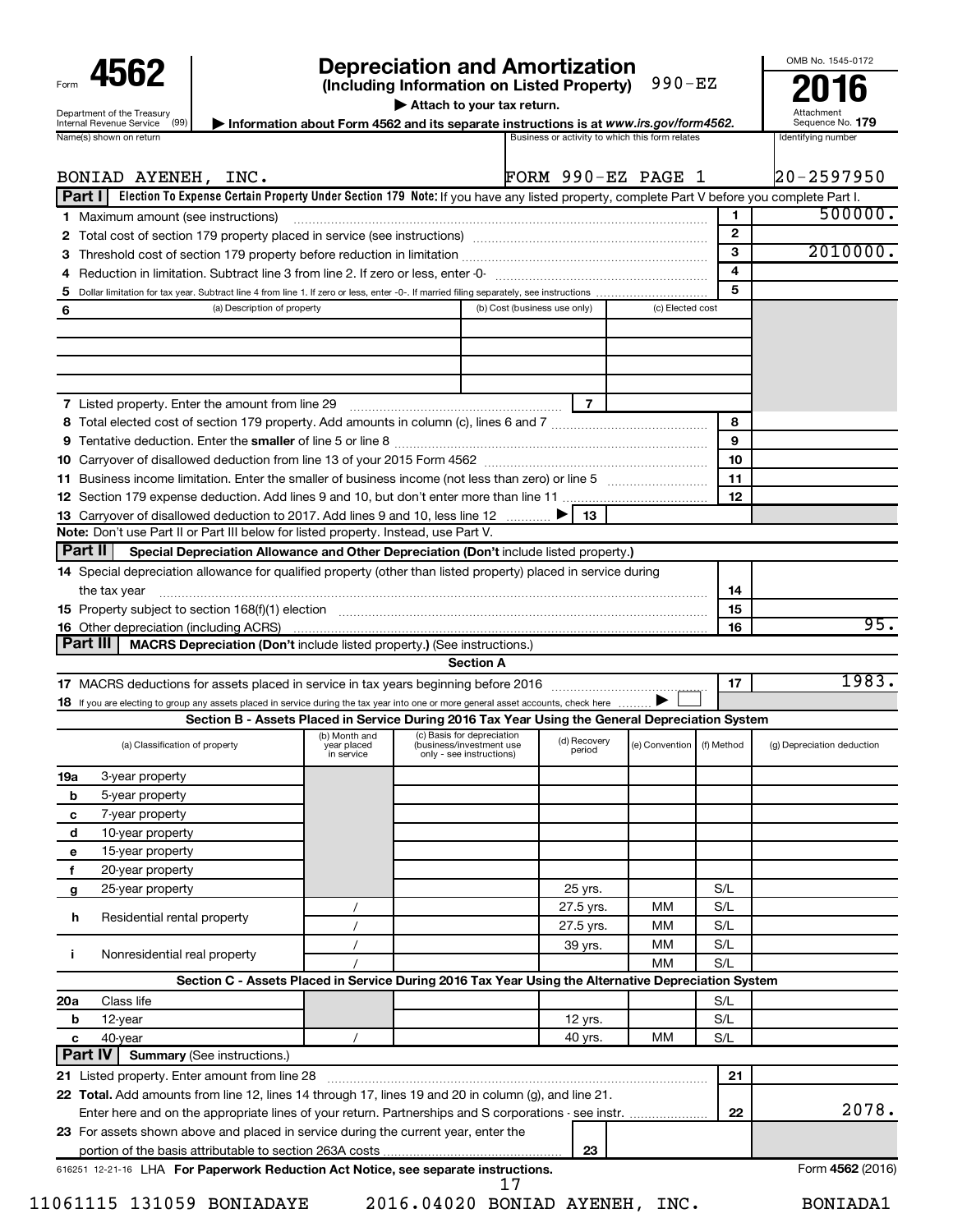Form **4562**

Department of the Treasury
Internal Revenue Service (99)

# Depreciation and Amortization

**(Including Information on Listed Property)** 990-EZ

▶ Attach to your tax return.

▶ Information about Form 4562 and its separate instructions is at *www.irs.gov/form4562*.

OMB No. 1545-0172

**2016**

Attachment Sequence No. **179**

| Name(s) shown on return | Business or activity to which this form relates | Identifying number |
|---|---|---|
| BONIAD AYENEH, INC. | FORM 990-EZ PAGE 1 | 20-2597950 |

## Part I Election To Expense Certain Property Under Section 179

**Note:** If you have any listed property, complete Part V before you complete Part I.

| | | Line | Amount |
|---|---|---|---|
| 1 | Maximum amount (see instructions) | 1 | 500000. |
| 2 | Total cost of section 179 property placed in service (see instructions) | 2 | |
| 3 | Threshold cost of section 179 property before reduction in limitation | 3 | 2010000. |
| 4 | Reduction in limitation. Subtract line 3 from line 2. If zero or less, enter -0- | 4 | |
| 5 | Dollar limitation for tax year. Subtract line 4 from line 1. If zero or less, enter -0-. If married filing separately, see instructions | 5 | |

| 6 (a) Description of property | (b) Cost (business use only) | (c) Elected cost |
|---|---|---|
| | | |
| | | |
| | | |
| | | |

| | | Line | Amount |
|---|---|---|---|
| 7 | Listed property. Enter the amount from line 29 | 7 | |
| 8 | Total elected cost of section 179 property. Add amounts in column (c), lines 6 and 7 | 8 | |
| 9 | Tentative deduction. Enter the **smaller** of line 5 or line 8 | 9 | |
| 10 | Carryover of disallowed deduction from line 13 of your 2015 Form 4562 | 10 | |
| 11 | Business income limitation. Enter the smaller of business income (not less than zero) or line 5 | 11 | |
| 12 | Section 179 expense deduction. Add lines 9 and 10, but don't enter more than line 11 | 12 | |
| 13 | Carryover of disallowed deduction to 2017. Add lines 9 and 10, less line 12 ▶ | 13 | |

**Note:** Don't use Part II or Part III below for listed property. Instead, use Part V.

## Part II Special Depreciation Allowance and Other Depreciation (Don't include listed property.)

| | | Line | Amount |
|---|---|---|---|
| 14 | Special depreciation allowance for qualified property (other than listed property) placed in service during the tax year | 14 | |
| 15 | Property subject to section 168(f)(1) election | 15 | |
| 16 | Other depreciation (including ACRS) | 16 | 95. |

## Part III MACRS Depreciation (Don't include listed property.) (See instructions.)

### Section A

| | | Line | Amount |
|---|---|---|---|
| 17 | MACRS deductions for assets placed in service in tax years beginning before 2016 | 17 | 1983. |
| 18 | If you are electing to group any assets placed in service during the tax year into one or more general asset accounts, check here ▶ ☐ | | |

### Section B - Assets Placed in Service During 2016 Tax Year Using the General Depreciation System

| (a) Classification of property | (b) Month and year placed in service | (c) Basis for depreciation (business/investment use only - see instructions) | (d) Recovery period | (e) Convention | (f) Method | (g) Depreciation deduction |
|---|---|---|---|---|---|---|
| 19a 3-year property | | | | | | |
| b 5-year property | | | | | | |
| c 7-year property | | | | | | |
| d 10-year property | | | | | | |
| e 15-year property | | | | | | |
| f 20-year property | | | | | | |
| g 25-year property | | | 25 yrs. | | S/L | |
| h Residential rental property | / | | 27.5 yrs. | MM | S/L | |
| | / | | 27.5 yrs. | MM | S/L | |
| i Nonresidential real property | / | | 39 yrs. | MM | S/L | |
| | / | | | MM | S/L | |

### Section C - Assets Placed in Service During 2016 Tax Year Using the Alternative Depreciation System

| (a) Classification of property | (b) Month and year placed in service | (c) Basis for depreciation | (d) Recovery period | (e) Convention | (f) Method | (g) Depreciation deduction |
|---|---|---|---|---|---|---|
| 20a Class life | | | | | S/L | |
| b 12-year | | | 12 yrs. | | S/L | |
| c 40-year | / | | 40 yrs. | MM | S/L | |

## Part IV Summary (See instructions.)

| | | Line | Amount |
|---|---|---|---|
| 21 | Listed property. Enter amount from line 28 | 21 | |
| 22 | **Total.** Add amounts from line 12, lines 14 through 17, lines 19 and 20 in column (g), and line 21. Enter here and on the appropriate lines of your return. Partnerships and S corporations - see instr. | 22 | 2078. |
| 23 | For assets shown above and placed in service during the current year, enter the portion of the basis attributable to section 263A costs | 23 | |

616251 12-21-16 LHA **For Paperwork Reduction Act Notice, see separate instructions.** Form **4562** (2016)

11061115 131059 BONIADAYE 2016.04020 BONIAD AYENEH, INC. BONIADA1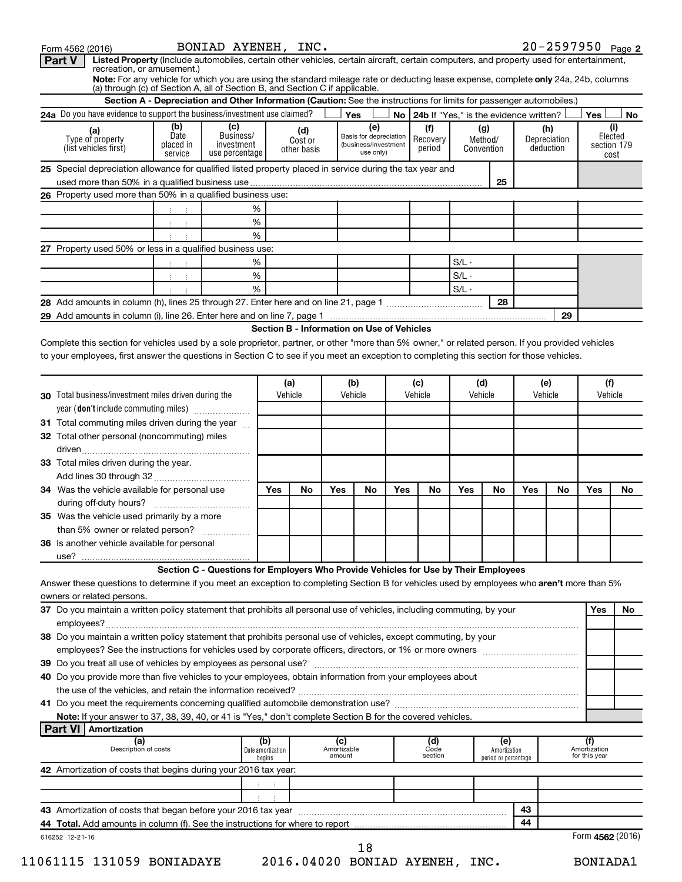Form 4562 (2016) BONIAD AYENEH, INC. 20-2597950 Page **2**

## Part V Listed Property (Include automobiles, certain other vehicles, certain aircraft, certain computers, and property used for entertainment, recreation, or amusement.)

**Note:** For any vehicle for which you are using the standard mileage rate or deducting lease expense, complete **only** 24a, 24b, columns (a) through (c) of Section A, all of Section B, and Section C if applicable.

### Section A - Depreciation and Other Information (Caution: See the instructions for limits for passenger automobiles.)

**24a** Do you have evidence to support the business/investment use claimed? Yes / No **24b** If "Yes," is the evidence written? Yes / No

| (a) Type of property (list vehicles first) | (b) Date placed in service | (c) Business/ investment use percentage | (d) Cost or other basis | (e) Basis for depreciation (business/investment use only) | (f) Recovery period | (g) Method/ Convention | (h) Depreciation deduction | (i) Elected section 179 cost |
|---|---|---|---|---|---|---|---|---|
| **25** Special depreciation allowance for qualified listed property placed in service during the tax year and used more than 50% in a qualified business use | | | | | | 25 | | |
| **26** Property used more than 50% in a qualified business use: | | | | | | | | |
| | | % | | | | | | |
| | | % | | | | | | |
| | | % | | | | | | |
| **27** Property used 50% or less in a qualified business use: | | | | | | | | |
| | | % | | | | S/L - | | |
| | | % | | | | S/L - | | |
| | | % | | | | S/L - | | |
| **28** Add amounts in column (h), lines 25 through 27. Enter here and on line 21, page 1 | | | | | | 28 | | |
| **29** Add amounts in column (i), line 26. Enter here and on line 7, page 1 | | | | | | | 29 | |

### Section B - Information on Use of Vehicles

Complete this section for vehicles used by a sole proprietor, partner, or other "more than 5% owner," or related person. If you provided vehicles to your employees, first answer the questions in Section C to see if you meet an exception to completing this section for those vehicles.

| | (a) Vehicle | | (b) Vehicle | | (c) Vehicle | | (d) Vehicle | | (e) Vehicle | | (f) Vehicle | |
|---|---|---|---|---|---|---|---|---|---|---|---|---|
| **30** Total business/investment miles driven during the year (**don't** include commuting miles) | | | | | | | | | | | | |
| **31** Total commuting miles driven during the year | | | | | | | | | | | | |
| **32** Total other personal (noncommuting) miles driven | | | | | | | | | | | | |
| **33** Total miles driven during the year. Add lines 30 through 32 | | | | | | | | | | | | |
| | Yes | No | Yes | No | Yes | No | Yes | No | Yes | No | Yes | No |
| **34** Was the vehicle available for personal use during off-duty hours? | | | | | | | | | | | | |
| **35** Was the vehicle used primarily by a more than 5% owner or related person? | | | | | | | | | | | | |
| **36** Is another vehicle available for personal use? | | | | | | | | | | | | |

### Section C - Questions for Employers Who Provide Vehicles for Use by Their Employees

Answer these questions to determine if you meet an exception to completing Section B for vehicles used by employees who **aren't** more than 5% owners or related persons.

| | Yes | No |
|---|---|---|
| **37** Do you maintain a written policy statement that prohibits all personal use of vehicles, including commuting, by your employees? | | |
| **38** Do you maintain a written policy statement that prohibits personal use of vehicles, except commuting, by your employees? See the instructions for vehicles used by corporate officers, directors, or 1% or more owners | | |
| **39** Do you treat all use of vehicles by employees as personal use? | | |
| **40** Do you provide more than five vehicles to your employees, obtain information from your employees about the use of the vehicles, and retain the information received? | | |
| **41** Do you meet the requirements concerning qualified automobile demonstration use? | | |

**Note:** If your answer to 37, 38, 39, 40, or 41 is "Yes," don't complete Section B for the covered vehicles.

## Part VI Amortization

| (a) Description of costs | (b) Date amortization begins | (c) Amortizable amount | (d) Code section | (e) Amortization period or percentage | (f) Amortization for this year |
|---|---|---|---|---|---|
| **42** Amortization of costs that begins during your 2016 tax year: | | | | | |
| | | | | | |
| | | | | | |
| **43** Amortization of costs that began before your 2016 tax year | | | | 43 | |
| **44 Total.** Add amounts in column (f). See the instructions for where to report | | | | 44 | |

616252 12-21-16 Form **4562** (2016)

11061115 131059 BONIADAYE 2016.04020 BONIAD AYENEH, INC. BONIADA1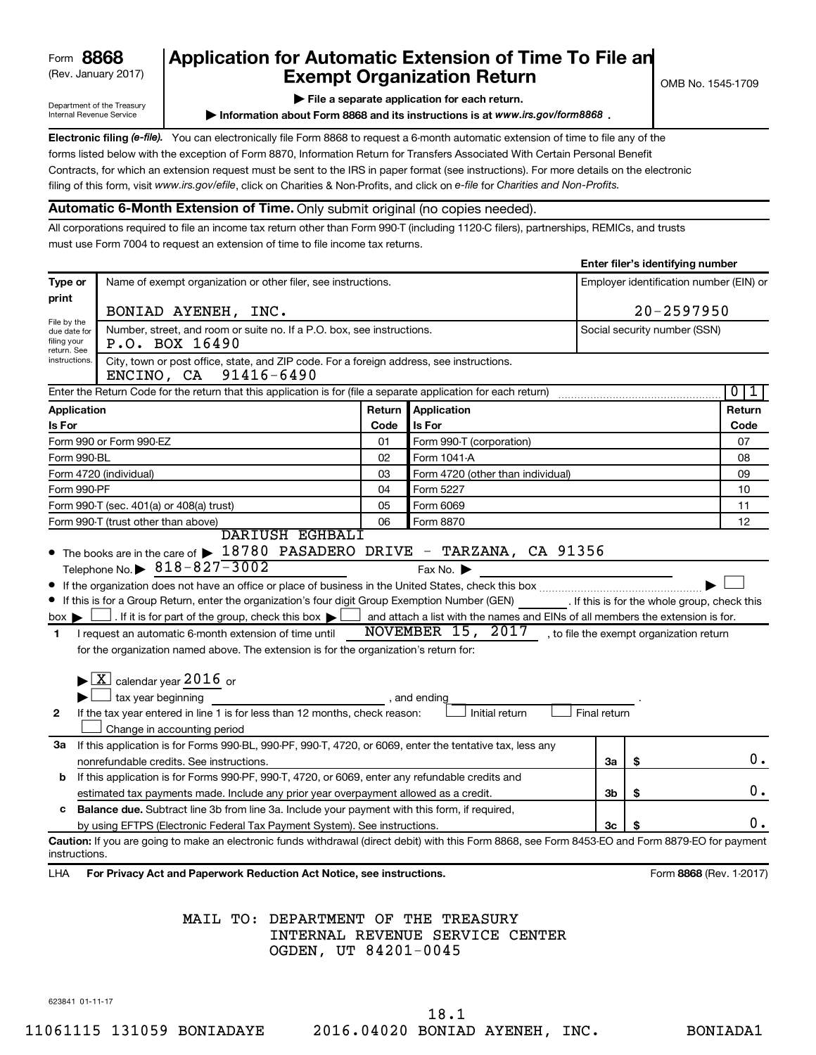Form **8868** (Rev. January 2017)

Department of the Treasury
Internal Revenue Service

# Application for Automatic Extension of Time To File an Exempt Organization Return

▶ **File a separate application for each return.**

▶ **Information about Form 8868 and its instructions is at *www.irs.gov/form8868* .**

OMB No. 1545-1709

**Electronic filing *(e-file).*** You can electronically file Form 8868 to request a 6-month automatic extension of time to file any of the forms listed below with the exception of Form 8870, Information Return for Transfers Associated With Certain Personal Benefit Contracts, for which an extension request must be sent to the IRS in paper format (see instructions). For more details on the electronic filing of this form, visit *www.irs.gov/efile*, click on Charities & Non-Profits, and click on *e-file* for *Charities and Non-Profits.*

**Automatic 6-Month Extension of Time.** Only submit original (no copies needed).

All corporations required to file an income tax return other than Form 990-T (including 1120-C filers), partnerships, REMICs, and trusts must use Form 7004 to request an extension of time to file income tax returns.

**Enter filer's identifying number**

| | | |
|---|---|---|
| **Type or print** | Name of exempt organization or other filer, see instructions. BONIAD AYENEH, INC. | Employer identification number (EIN) or 20-2597950 |
| File by the due date for filing your return. See instructions. | Number, street, and room or suite no. If a P.O. box, see instructions. P.O. BOX 16490 | Social security number (SSN) |
| | City, town or post office, state, and ZIP code. For a foreign address, see instructions. ENCINO, CA 91416-6490 | |

Enter the Return Code for the return that this application is for (file a separate application for each return) 0 1

| **Application Is For** | **Return Code** | **Application Is For** | **Return Code** |
|---|---|---|---|
| Form 990 or Form 990-EZ | 01 | Form 990-T (corporation) | 07 |
| Form 990-BL | 02 | Form 1041-A | 08 |
| Form 4720 (individual) | 03 | Form 4720 (other than individual) | 09 |
| Form 990-PF | 04 | Form 5227 | 10 |
| Form 990-T (sec. 401(a) or 408(a) trust) | 05 | Form 6069 | 11 |
| Form 990-T (trust other than above) | 06 | Form 8870 | 12 |

- The books are in the care of ▶ DARIUSH EGHBALI 18780 PASADERO DRIVE - TARZANA, CA 91356

  Telephone No. ▶ 818-827-3002 Fax No. ▶

- If the organization does not have an office or place of business in the United States, check this box ▶ ☐
- If this is for a Group Return, enter the organization's four digit Group Exemption Number (GEN) ______ . If this is for the whole group, check this box ▶ ☐ . If it is for part of the group, check this box ▶ ☐ and attach a list with the names and EINs of all members the extension is for.

**1** I request an automatic 6-month extension of time until NOVEMBER 15, 2017 , to file the exempt organization return for the organization named above. The extension is for the organization's return for:

▶ ☒ calendar year 2016 or

▶ ☐ tax year beginning ______________ , and ending ______________ .

**2** If the tax year entered in line 1 is for less than 12 months, check reason: ☐ Initial return ☐ Final return ☐ Change in accounting period

| | | | |
|---|---|---|---|
| **3a** | If this application is for Forms 990-BL, 990-PF, 990-T, 4720, or 6069, enter the tentative tax, less any nonrefundable credits. See instructions. | **3a** | $ 0. |
| **b** | If this application is for Forms 990-PF, 990-T, 4720, or 6069, enter any refundable credits and estimated tax payments made. Include any prior year overpayment allowed as a credit. | **3b** | $ 0. |
| **c** | **Balance due.** Subtract line 3b from line 3a. Include your payment with this form, if required, by using EFTPS (Electronic Federal Tax Payment System). See instructions. | **3c** | $ 0. |

**Caution:** If you are going to make an electronic funds withdrawal (direct debit) with this Form 8868, see Form 8453-EO and Form 8879-EO for payment instructions.

LHA **For Privacy Act and Paperwork Reduction Act Notice, see instructions.** Form **8868** (Rev. 1-2017)

MAIL TO: DEPARTMENT OF THE TREASURY
INTERNAL REVENUE SERVICE CENTER
OGDEN, UT 84201-0045

623841 01-11-17

18.1

11061115 131059 BONIADAYE 2016.04020 BONIAD AYENEH, INC. BONIADA1